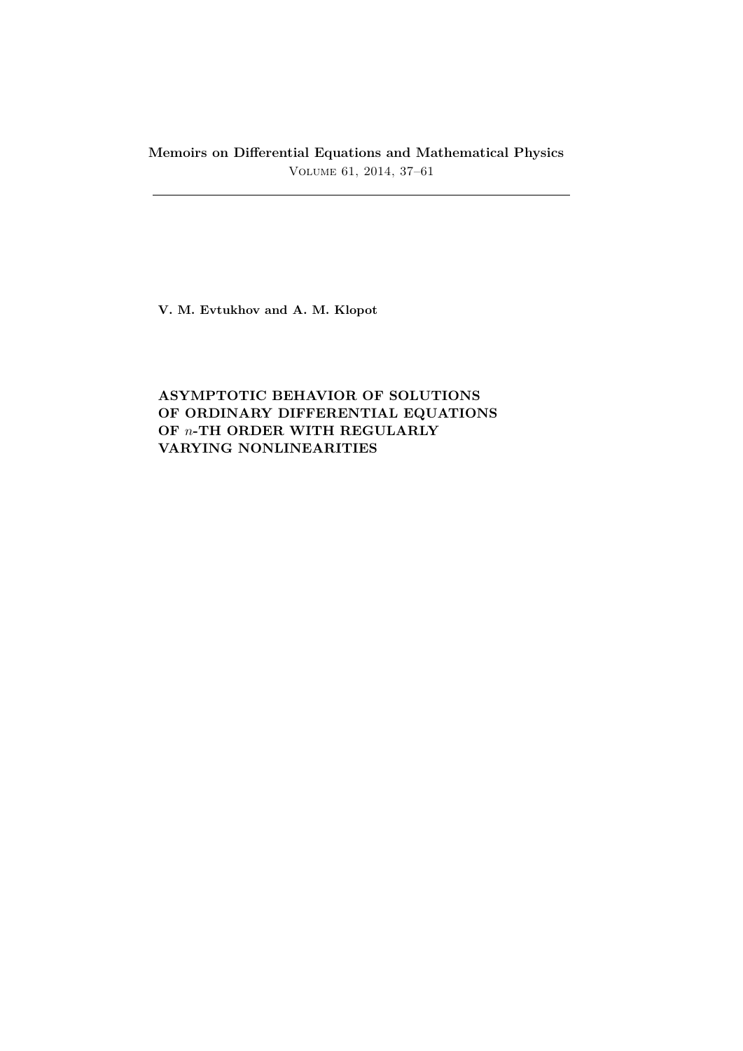**Memoirs on Differential Equations and Mathematical Physics**

Volume 61, 2014, 37–61

---

**V. M. Evtukhov and A. M. Klopot**

# ASYMPTOTIC BEHAVIOR OF SOLUTIONS OF ORDINARY DIFFERENTIAL EQUATIONS OF $n$-TH ORDER WITH REGULARLY VARYING NONLINEARITIES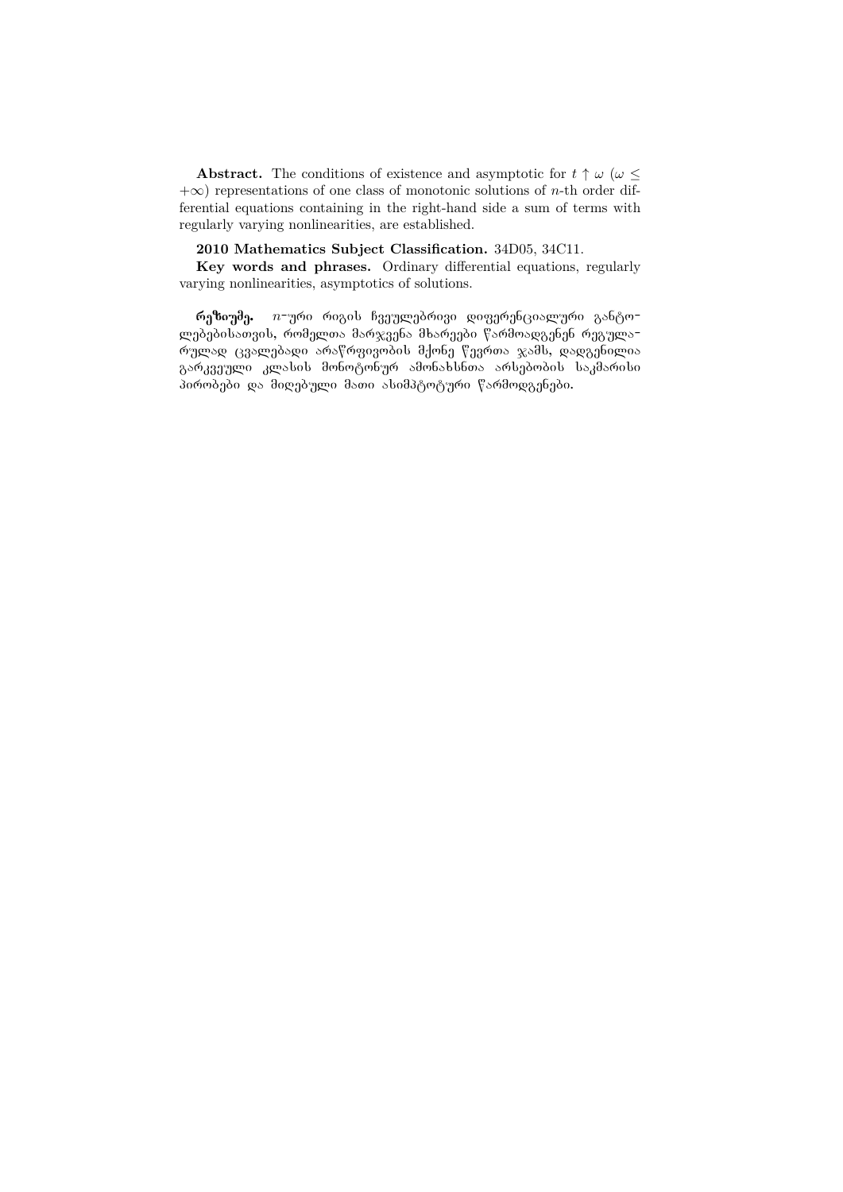**Abstract.** The conditions of existence and asymptotic for $t \uparrow \omega$ ($\omega \leq +\infty$) representations of one class of monotonic solutions of $n$-th order differential equations containing in the right-hand side a sum of terms with regularly varying nonlinearities, are established.

**2010 Mathematics Subject Classification.** 34D05, 34C11.

**Key words and phrases.** Ordinary differential equations, regularly varying nonlinearities, asymptotics of solutions.

**რეზიუმე.** $n$-ური რიგის ჩვეულებრივი დიფერენციალური განტოლებებისათვის, რომელთა მარჯვენა მხარეები წარმოადგენენ რეგულარულად ცვალებადი არაწრფივობის მქონე წევრთა ჯამს, დადგენილია გარკვეული კლასის მონოტონურ ამონახსნთა არსებობის საკმარისი პირობები და მიღებული მათი ასიმპტოტური წარმოდგენები.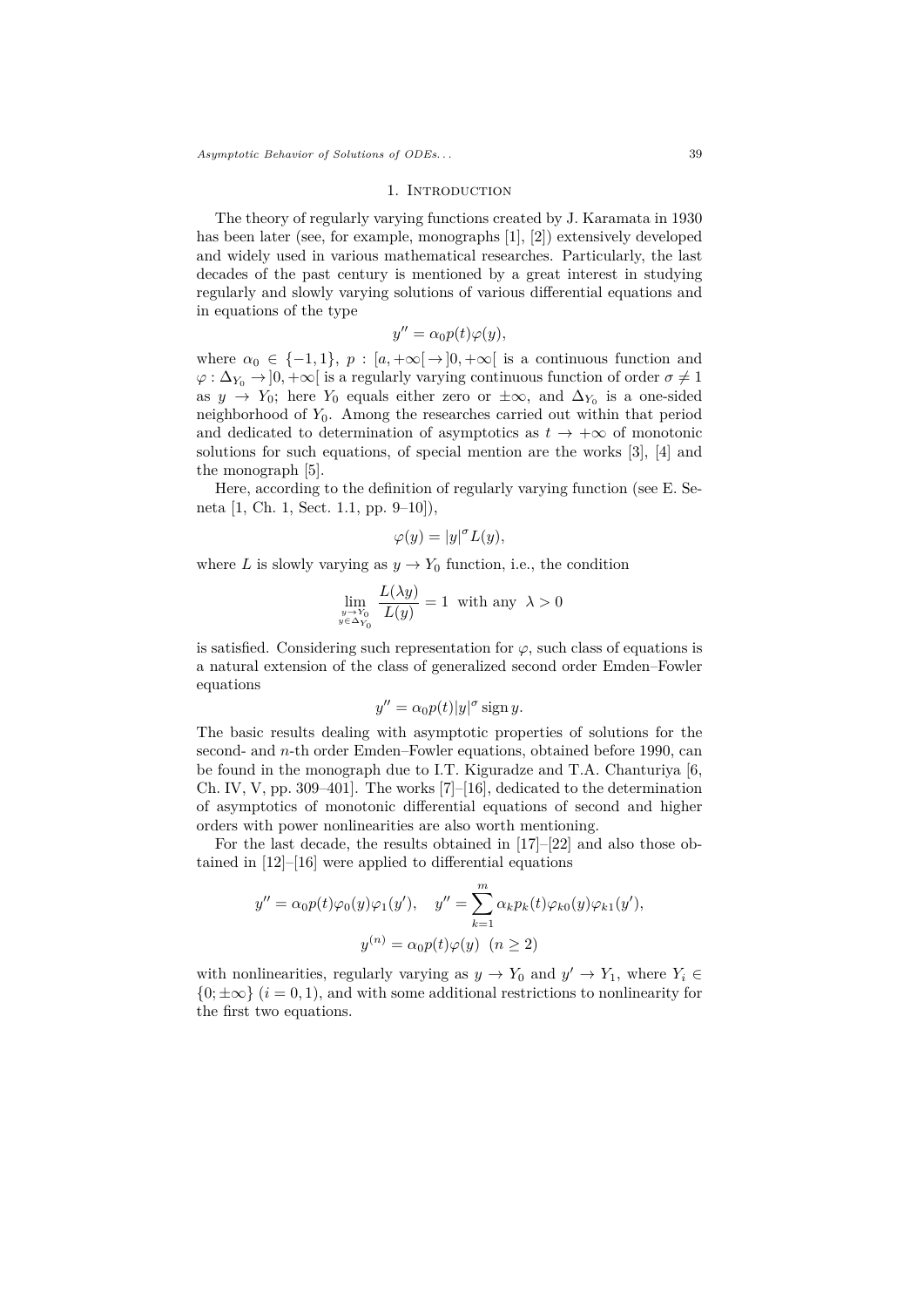## 1. Introduction

The theory of regularly varying functions created by J. Karamata in 1930 has been later (see, for example, monographs [1], [2]) extensively developed and widely used in various mathematical researches. Particularly, the last decades of the past century is mentioned by a great interest in studying regularly and slowly varying solutions of various differential equations and in equations of the type

$$y'' = \alpha_0 p(t)\varphi(y),$$

where $\alpha_0 \in \{-1, 1\}$, $p : [a, +\infty[ \to ]0, +\infty[$ is a continuous function and $\varphi : \Delta_{Y_0} \to ]0, +\infty[$ is a regularly varying continuous function of order $\sigma \neq 1$ as $y \to Y_0$; here $Y_0$ equals either zero or $\pm\infty$, and $\Delta_{Y_0}$ is a one-sided neighborhood of $Y_0$. Among the researches carried out within that period and dedicated to determination of asymptotics as $t \to +\infty$ of monotonic solutions for such equations, of special mention are the works [3], [4] and the monograph [5].

Here, according to the definition of regularly varying function (see E. Seneta [1, Ch. 1, Sect. 1.1, pp. 9–10]),

$$\varphi(y) = |y|^\sigma L(y),$$

where $L$ is slowly varying as $y \to Y_0$ function, i.e., the condition

$$\lim_{\substack{y \to Y_0 \\ y \in \Delta_{Y_0}}} \frac{L(\lambda y)}{L(y)} = 1 \ \text{ with any } \ \lambda > 0$$

is satisfied. Considering such representation for $\varphi$, such class of equations is a natural extension of the class of generalized second order Emden–Fowler equations

$$y'' = \alpha_0 p(t)|y|^\sigma \operatorname{sign} y.$$

The basic results dealing with asymptotic properties of solutions for the second- and $n$-th order Emden–Fowler equations, obtained before 1990, can be found in the monograph due to I.T. Kiguradze and T.A. Chanturiya [6, Ch. IV, V, pp. 309–401]. The works [7]–[16], dedicated to the determination of asymptotics of monotonic differential equations of second and higher orders with power nonlinearities are also worth mentioning.

For the last decade, the results obtained in [17]–[22] and also those obtained in [12]–[16] were applied to differential equations

$$y'' = \alpha_0 p(t)\varphi_0(y)\varphi_1(y'), \quad y'' = \sum_{k=1}^{m} \alpha_k p_k(t)\varphi_{k0}(y)\varphi_{k1}(y'),$$
$$y^{(n)} = \alpha_0 p(t)\varphi(y) \ \ (n \geq 2)$$

with nonlinearities, regularly varying as $y \to Y_0$ and $y' \to Y_1$, where $Y_i \in \{0; \pm\infty\}$ $(i = 0, 1)$, and with some additional restrictions to nonlinearity for the first two equations.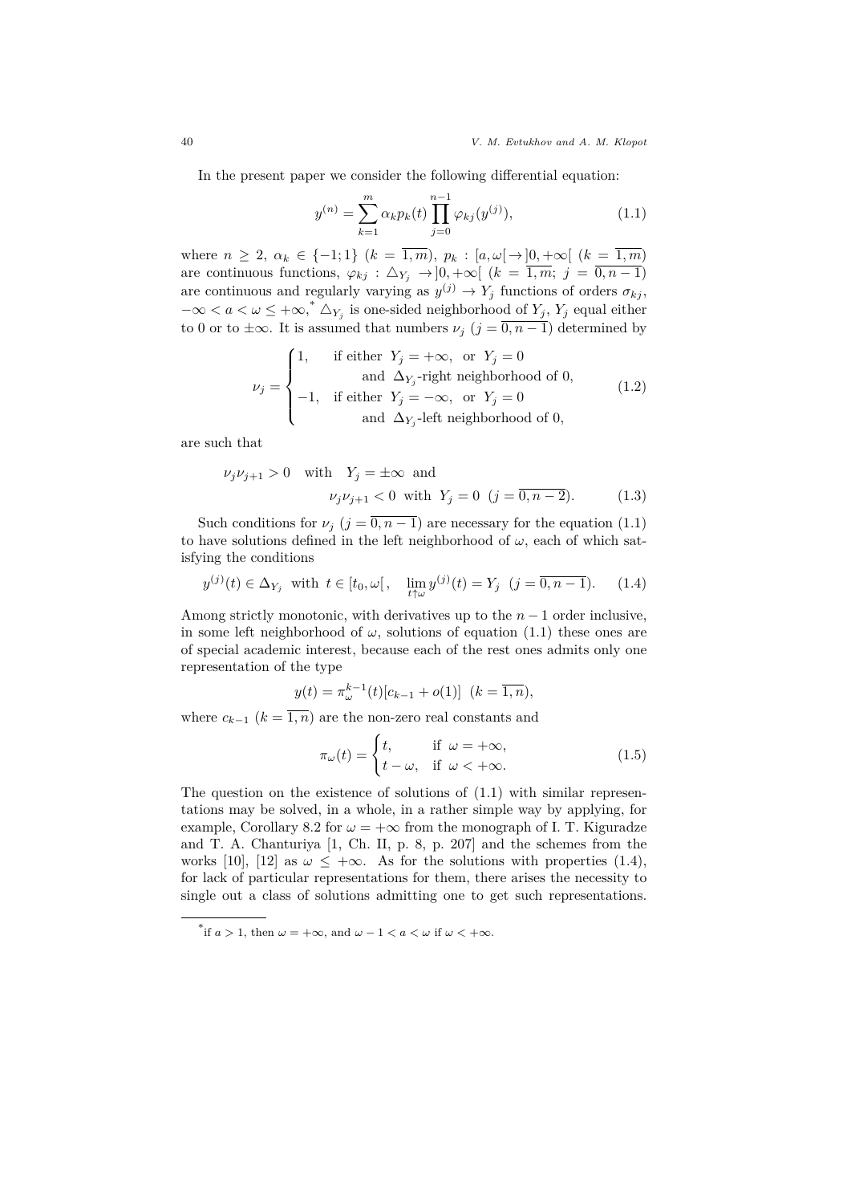In the present paper we consider the following differential equation:

$$y^{(n)} = \sum_{k=1}^{m} \alpha_k p_k(t) \prod_{j=0}^{n-1} \varphi_{kj}(y^{(j)}), \tag{1.1}$$

where $n \geq 2$, $\alpha_k \in \{-1; 1\}$ $(k = \overline{1,m})$, $p_k : [a, \omega[ \to ]0, +\infty[$ $(k = \overline{1,m})$ are continuous functions, $\varphi_{kj} : \triangle_{Y_j} \to ]0, +\infty[$ $(k = \overline{1,m};\ j = \overline{0, n-1})$ are continuous and regularly varying as $y^{(j)} \to Y_j$ functions of orders $\sigma_{kj}$, $-\infty < a < \omega \leq +\infty$,* $\triangle_{Y_j}$ is one-sided neighborhood of $Y_j$, $Y_j$ equal either to 0 or to $\pm\infty$. It is assumed that numbers $\nu_j$ $(j = \overline{0, n-1})$ determined by

$$\nu_j = \begin{cases} 1, & \text{if either } Y_j = +\infty, \text{ or } Y_j = 0 \\ & \quad \text{and } \Delta_{Y_j}\text{-right neighborhood of } 0, \\ -1, & \text{if either } Y_j = -\infty, \text{ or } Y_j = 0 \\ & \quad \text{and } \Delta_{Y_j}\text{-left neighborhood of } 0, \end{cases} \tag{1.2}$$

are such that

$$\nu_j \nu_{j+1} > 0 \quad \text{with} \quad Y_j = \pm\infty \ \text{ and } \\ \nu_j \nu_{j+1} < 0 \ \text{ with } \ Y_j = 0 \ \ (j = \overline{0, n-2}). \tag{1.3}$$

Such conditions for $\nu_j$ $(j = \overline{0, n-1})$ are necessary for the equation (1.1) to have solutions defined in the left neighborhood of $\omega$, each of which satisfying the conditions

$$y^{(j)}(t) \in \Delta_{Y_j} \ \text{ with } \ t \in [t_0, \omega[, \quad \lim_{t \uparrow \omega} y^{(j)}(t) = Y_j \ \ (j = \overline{0, n-1}). \tag{1.4}$$

Among strictly monotonic, with derivatives up to the $n-1$ order inclusive, in some left neighborhood of $\omega$, solutions of equation (1.1) these ones are of special academic interest, because each of the rest ones admits only one representation of the type

$$y(t) = \pi_\omega^{k-1}(t)[c_{k-1} + o(1)] \ \ (k = \overline{1, n}),$$

where $c_{k-1}$ $(k = \overline{1, n})$ are the non-zero real constants and

$$\pi_\omega(t) = \begin{cases} t, & \text{if } \omega = +\infty, \\ t - \omega, & \text{if } \omega < +\infty. \end{cases} \tag{1.5}$$

The question on the existence of solutions of (1.1) with similar representations may be solved, in a whole, in a rather simple way by applying, for example, Corollary 8.2 for $\omega = +\infty$ from the monograph of I. T. Kiguradze and T. A. Chanturiya [1, Ch. II, p. 8, p. 207] and the schemes from the works [10], [12] as $\omega \leq +\infty$. As for the solutions with properties (1.4), for lack of particular representations for them, there arises the necessity to single out a class of solutions admitting one to get such representations.

---

*if $a > 1$, then $\omega = +\infty$, and $\omega - 1 < a < \omega$ if $\omega < +\infty$.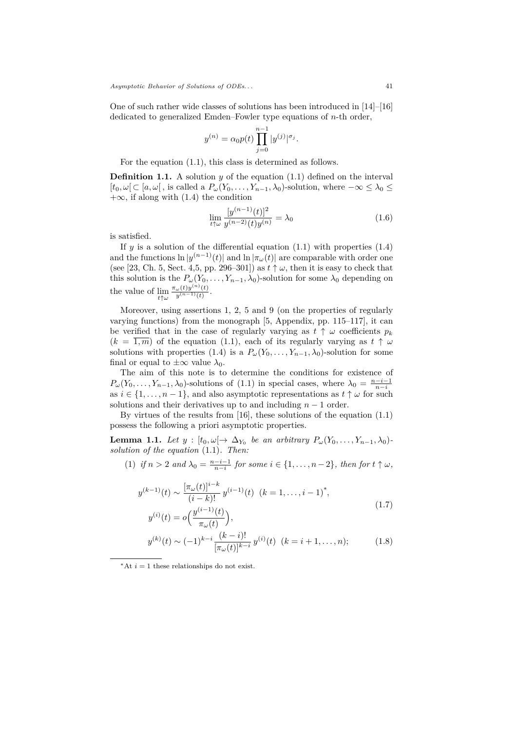One of such rather wide classes of solutions has been introduced in [14]–[16] dedicated to generalized Emden–Fowler type equations of $n$-th order,

$$y^{(n)} = \alpha_0 p(t) \prod_{j=0}^{n-1} |y^{(j)}|^{\sigma_j}.$$

For the equation (1.1), this class is determined as follows.

**Definition 1.1.** A solution $y$ of the equation (1.1) defined on the interval $[t_0, \omega[ \subset [a, \omega[$ , is called a $P_\omega(Y_0, \dots, Y_{n-1}, \lambda_0)$-solution, where $-\infty \le \lambda_0 \le +\infty$, if along with (1.4) the condition

$$\lim_{t \uparrow \omega} \frac{[y^{(n-1)}(t)]^2}{y^{(n-2)}(t) y^{(n)}} = \lambda_0 \tag{1.6}$$

is satisfied.

If $y$ is a solution of the differential equation (1.1) with properties (1.4) and the functions $\ln |y^{(n-1)}(t)|$ and $\ln |\pi_\omega(t)|$ are comparable with order one (see [23, Ch. 5, Sect. 4,5, pp. 296–301]) as $t \uparrow \omega$, then it is easy to check that this solution is the $P_\omega(Y_0, \dots, Y_{n-1}, \lambda_0)$-solution for some $\lambda_0$ depending on the value of $\lim\limits_{t \uparrow \omega} \frac{\pi_\omega(t) y^{(n)}(t)}{y^{(n-1)}(t)}$.

Moreover, using assertions 1, 2, 5 and 9 (on the properties of regularly varying functions) from the monograph [5, Appendix, pp. 115–117], it can be verified that in the case of regularly varying as $t \uparrow \omega$ coefficients $p_k$ $(k = \overline{1, m})$ of the equation (1.1), each of its regularly varying as $t \uparrow \omega$ solutions with properties (1.4) is a $P_\omega(Y_0, \dots, Y_{n-1}, \lambda_0)$-solution for some final or equal to $\pm\infty$ value $\lambda_0$.

The aim of this note is to determine the conditions for existence of $P_\omega(Y_0, \dots, Y_{n-1}, \lambda_0)$-solutions of (1.1) in special cases, where $\lambda_0 = \frac{n-i-1}{n-i}$ as $i \in \{1, \dots, n-1\}$, and also asymptotic representations as $t \uparrow \omega$ for such solutions and their derivatives up to and including $n-1$ order.

By virtues of the results from [16], these solutions of the equation (1.1) possess the following a priori asymptotic properties.

**Lemma 1.1.** *Let $y : [t_0, \omega[ \to \Delta_{Y_0}$ be an arbitrary $P_\omega(Y_0, \dots, Y_{n-1}, \lambda_0)$-solution of the equation* (1.1)*. Then:*

(1) *if $n > 2$ and $\lambda_0 = \frac{n-i-1}{n-i}$ for some $i \in \{1, \dots, n-2\}$, then for $t \uparrow \omega$,*

$$\begin{aligned} y^{(k-1)}(t) &\sim \frac{[\pi_\omega(t)]^{i-k}}{(i-k)!} \, y^{(i-1)}(t) \ \ (k = 1, \dots, i-1)^{*}, \\ y^{(i)}(t) &= o\Big(\frac{y^{(i-1)}(t)}{\pi_\omega(t)}\Big), \end{aligned} \tag{1.7}$$

$$y^{(k)}(t) \sim (-1)^{k-i} \frac{(k-i)!}{[\pi_\omega(t)]^{k-i}} \, y^{(i)}(t) \ \ (k = i+1, \dots, n); \tag{1.8}$$

---

*At $i = 1$ these relationships do not exist.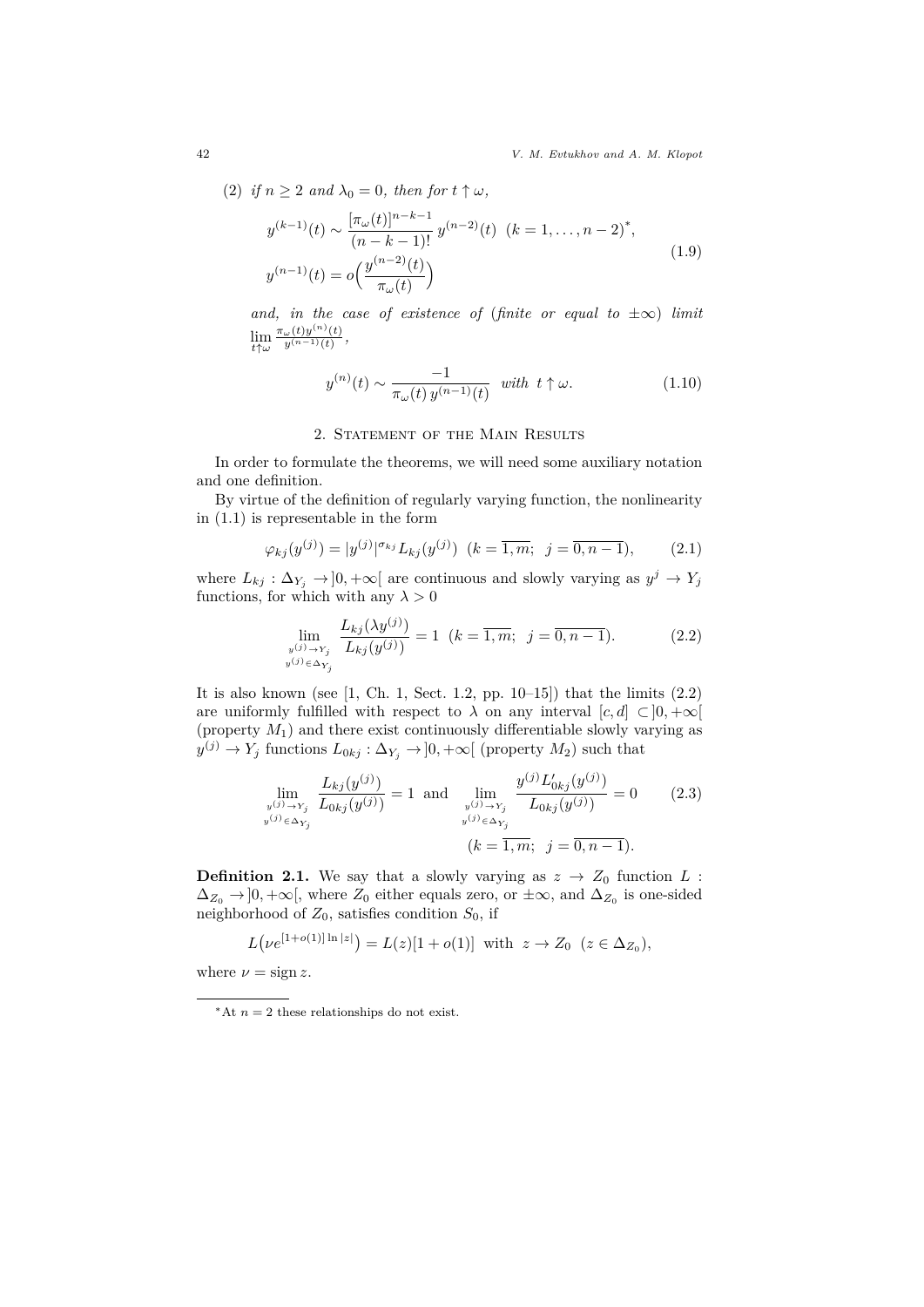(2) *if* $n \geq 2$ *and* $\lambda_0 = 0$, *then for* $t \uparrow \omega$,

$$y^{(k-1)}(t) \sim \frac{[\pi_\omega(t)]^{n-k-1}}{(n-k-1)!}\, y^{(n-2)}(t) \ \ (k = 1, \dots, n-2)^*,$$
$$y^{(n-1)}(t) = o\Big(\frac{y^{(n-2)}(t)}{\pi_\omega(t)}\Big) \tag{1.9}$$

*and, in the case of existence of (finite or equal to* $\pm\infty$*) limit* $\lim\limits_{t\uparrow\omega} \frac{\pi_\omega(t) y^{(n)}(t)}{y^{(n-1)}(t)}$,

$$y^{(n)}(t) \sim \frac{-1}{\pi_\omega(t)\, y^{(n-1)}(t)} \ \ \textit{with} \ \ t \uparrow \omega. \tag{1.10}$$

## 2. Statement of the Main Results

In order to formulate the theorems, we will need some auxiliary notation and one definition.

By virtue of the definition of regularly varying function, the nonlinearity in (1.1) is representable in the form

$$\varphi_{kj}(y^{(j)}) = |y^{(j)}|^{\sigma_{kj}} L_{kj}(y^{(j)}) \ \ (k = \overline{1,m}; \ \ j = \overline{0, n-1}), \tag{2.1}$$

where $L_{kj} : \Delta_{Y_j} \to ]0, +\infty[$ are continuous and slowly varying as $y^j \to Y_j$ functions, for which with any $\lambda > 0$

$$\lim_{\substack{y^{(j)} \to Y_j \\ y^{(j)} \in \Delta_{Y_j}}} \frac{L_{kj}(\lambda y^{(j)})}{L_{kj}(y^{(j)})} = 1 \ \ (k = \overline{1,m}; \ \ j = \overline{0, n-1}). \tag{2.2}$$

It is also known (see [1, Ch. 1, Sect. 1.2, pp. 10–15]) that the limits (2.2) are uniformly fulfilled with respect to $\lambda$ on any interval $[c, d] \subset ]0, +\infty[$ (property $M_1$) and there exist continuously differentiable slowly varying as $y^{(j)} \to Y_j$ functions $L_{0kj} : \Delta_{Y_j} \to ]0, +\infty[$ (property $M_2$) such that

$$\lim_{\substack{y^{(j)} \to Y_j \\ y^{(j)} \in \Delta_{Y_j}}} \frac{L_{kj}(y^{(j)})}{L_{0kj}(y^{(j)})} = 1 \ \ \text{and} \ \ \lim_{\substack{y^{(j)} \to Y_j \\ y^{(j)} \in \Delta_{Y_j}}} \frac{y^{(j)} L'_{0kj}(y^{(j)})}{L_{0kj}(y^{(j)})} = 0 \tag{2.3}$$
$$(k = \overline{1,m}; \ \ j = \overline{0, n-1}).$$

**Definition 2.1.** We say that a slowly varying as $z \to Z_0$ function $L : \Delta_{Z_0} \to ]0, +\infty[$, where $Z_0$ either equals zero, or $\pm\infty$, and $\Delta_{Z_0}$ is one-sided neighborhood of $Z_0$, satisfies condition $S_0$, if

$$L\big(\nu e^{[1+o(1)] \ln |z|}\big) = L(z)[1 + o(1)] \ \ \text{with} \ \ z \to Z_0 \ \ (z \in \Delta_{Z_0}),$$

where $\nu = \operatorname{sign} z$.

---

*At $n = 2$ these relationships do not exist.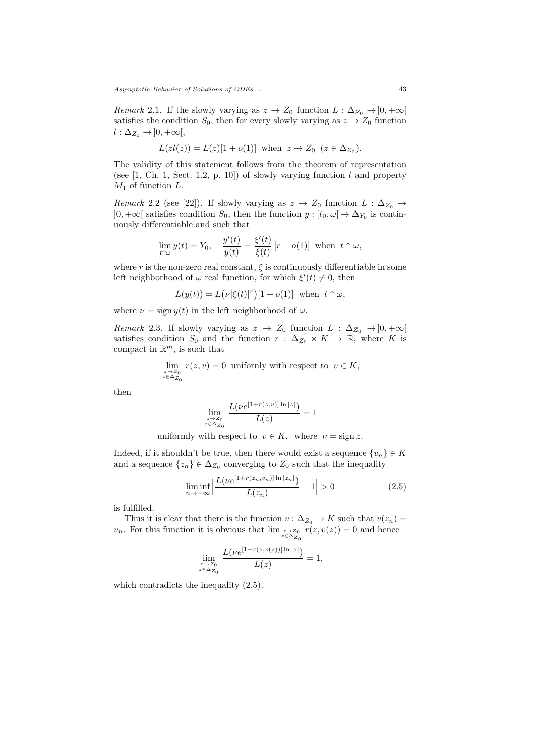*Remark* 2.1. If the slowly varying as $z \to Z_0$ function $L : \Delta_{Z_0} \to ]0, +\infty[$ satisfies the condition $S_0$, then for every slowly varying as $z \to Z_0$ function $l : \Delta_{Z_0} \to ]0, +\infty[$,

$$L(zl(z)) = L(z)[1 + o(1)] \text{ when } z \to Z_0 \ (z \in \Delta_{Z_0}).$$

The validity of this statement follows from the theorem of representation (see [1, Ch. 1, Sect. 1.2, p. 10]) of slowly varying function $l$ and property $M_1$ of function $L$.

*Remark* 2.2 (see [22]). If slowly varying as $z \to Z_0$ function $L : \Delta_{Z_0} \to ]0, +\infty[$ satisfies condition $S_0$, then the function $y : [t_0, \omega[ \to \Delta_{Y_0}$ is continuously differentiable and such that

$$\lim_{t \uparrow \omega} y(t) = Y_0, \quad \frac{y'(t)}{y(t)} = \frac{\xi'(t)}{\xi(t)} [r + o(1)] \text{ when } t \uparrow \omega,$$

where $r$ is the non-zero real constant, $\xi$ is continuously differentiable in some left neighborhood of $\omega$ real function, for which $\xi'(t) \neq 0$, then

$$L(y(t)) = L\big(\nu|\xi(t)|^r\big)[1 + o(1)] \text{ when } t \uparrow \omega,$$

where $\nu = \operatorname{sign} y(t)$ in the left neighborhood of $\omega$.

*Remark* 2.3. If slowly varying as $z \to Z_0$ function $L : \Delta_{Z_0} \to ]0, +\infty[$ satisfies condition $S_0$ and the function $r : \Delta_{Z_0} \times K \to \mathbb{R}$, where $K$ is compact in $\mathbb{R}^m$, is such that

$$\lim_{\substack{z \to Z_0 \\ z \in \Delta_{Z_0}}} r(z, v) = 0 \text{ unifornly with respect to } v \in K,$$

then

$$\lim_{\substack{z \to Z_0 \\ z \in \Delta_{Z_0}}} \frac{L(\nu e^{[1 + r(z,v)] \ln |z|})}{L(z)} = 1$$

$$\text{uniformly with respect to } v \in K, \text{ where } \nu = \operatorname{sign} z.$$

Indeed, if it shouldn't be true, then there would exist a sequence $\{v_n\} \in K$ and a sequence $\{z_n\} \in \Delta_{Z_0}$ converging to $Z_0$ such that the inequality

$$\liminf_{n \to +\infty} \Big| \frac{L(\nu e^{[1 + r(z_n, v_n)] \ln |z_n|})}{L(z_n)} - 1 \Big| > 0 \tag{2.5}$$

is fulfilled.

Thus it is clear that there is the function $v : \Delta_{Z_0} \to K$ such that $v(z_n) = v_n$. For this function it is obvious that $\lim_{\substack{z \to Z_0 \\ z \in \Delta_{Z_0}}} r(z, v(z)) = 0$ and hence

$$\lim_{\substack{z \to Z_0 \\ z \in \Delta_{Z_0}}} \frac{L(\nu e^{[1 + r(z, v(z))] \ln |z|})}{L(z)} = 1,$$

which contradicts the inequality (2.5).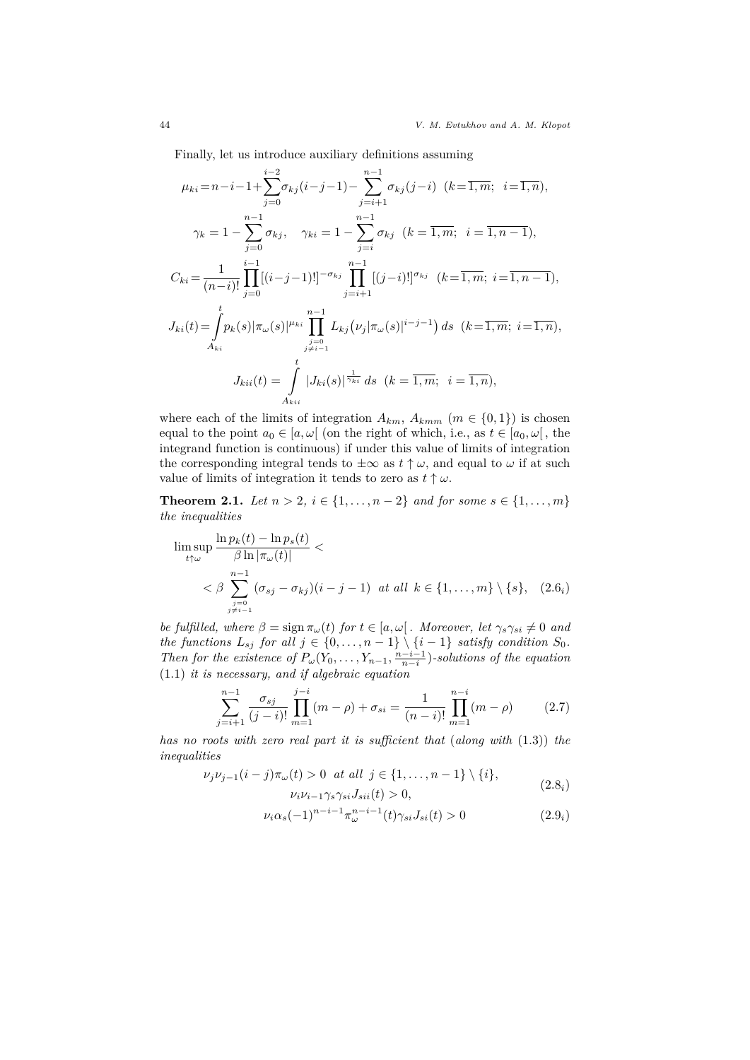Finally, let us introduce auxiliary definitions assuming

$$\mu_{ki}=n-i-1+\sum_{j=0}^{i-2}\sigma_{kj}(i-j-1)-\sum_{j=i+1}^{n-1}\sigma_{kj}(j-i) \ \ (k=\overline{1,m};\ \ i=\overline{1,n}),$$

$$\gamma_k = 1-\sum_{j=0}^{n-1}\sigma_{kj}, \quad \gamma_{ki} = 1-\sum_{j=i}^{n-1}\sigma_{kj} \ \ (k=\overline{1,m};\ \ i=\overline{1,n-1}),$$

$$C_{ki}=\frac{1}{(n-i)!}\prod_{j=0}^{i-1}[(i-j-1)!]^{-\sigma_{kj}}\prod_{j=i+1}^{n-1}[(j-i)!]^{\sigma_{kj}} \ \ (k=\overline{1,m};\ i=\overline{1,n-1}),$$

$$J_{ki}(t)=\int_{A_{ki}}^{t} p_k(s)|\pi_\omega(s)|^{\mu_{ki}}\prod_{\substack{j=0\\ j\neq i-1}}^{n-1} L_{kj}\big(\nu_j|\pi_\omega(s)|^{i-j-1}\big)\,ds \ \ (k=\overline{1,m};\ i=\overline{1,n}),$$

$$J_{kii}(t)=\int_{A_{kii}}^{t} |J_{ki}(s)|^{\frac{1}{\gamma_{ki}}}\,ds \ \ (k=\overline{1,m};\ \ i=\overline{1,n}),$$

where each of the limits of integration $A_{km}$, $A_{kmm}$ $(m\in\{0,1\})$ is chosen equal to the point $a_0\in[a,\omega[$ (on the right of which, i.e., as $t\in[a_0,\omega[$ , the integrand function is continuous) if under this value of limits of integration the corresponding integral tends to $\pm\infty$ as $t\uparrow\omega$, and equal to $\omega$ if at such value of limits of integration it tends to zero as $t\uparrow\omega$.

**Theorem 2.1.** *Let $n>2$, $i\in\{1,\dots,n-2\}$ and for some $s\in\{1,\dots,m\}$ the inequalities*

$$\limsup_{t\uparrow\omega}\frac{\ln p_k(t)-\ln p_s(t)}{\beta\ln|\pi_\omega(t)|}< \\ <\beta\sum_{\substack{j=0\\ j\neq i-1}}^{n-1}(\sigma_{sj}-\sigma_{kj})(i-j-1) \ \ \text{at all } \ k\in\{1,\dots,m\}\setminus\{s\}, \quad (2.6_i)$$

*be fulfilled, where $\beta=\operatorname{sign}\pi_\omega(t)$ for $t\in[a,\omega[$ . Moreover, let $\gamma_s\gamma_{si}\neq0$ and the functions $L_{sj}$ for all $j\in\{0,\dots,n-1\}\setminus\{i-1\}$ satisfy condition $S_0$. Then for the existence of $P_\omega(Y_0,\dots,Y_{n-1},\frac{n-i-1}{n-i})$-solutions of the equation* (1.1) *it is necessary, and if algebraic equation*

$$\sum_{j=i+1}^{n-1}\frac{\sigma_{sj}}{(j-i)!}\prod_{m=1}^{j-i}(m-\rho)+\sigma_{si}=\frac{1}{(n-i)!}\prod_{m=1}^{n-i}(m-\rho) \qquad (2.7)$$

*has no roots with zero real part it is sufficient that* (*along with* (1.3)) *the inequalities*

$$\nu_j\nu_{j-1}(i-j)\pi_\omega(t)>0 \ \ \text{at all } \ j\in\{1,\dots,n-1\}\setminus\{i\}, \\ \nu_i\nu_{i-1}\gamma_s\gamma_{si}J_{sii}(t)>0, \qquad (2.8_i)$$

$$\nu_i\alpha_s(-1)^{n-i-1}\pi_\omega^{n-i-1}(t)\gamma_{si}J_{si}(t)>0 \qquad (2.9_i)$$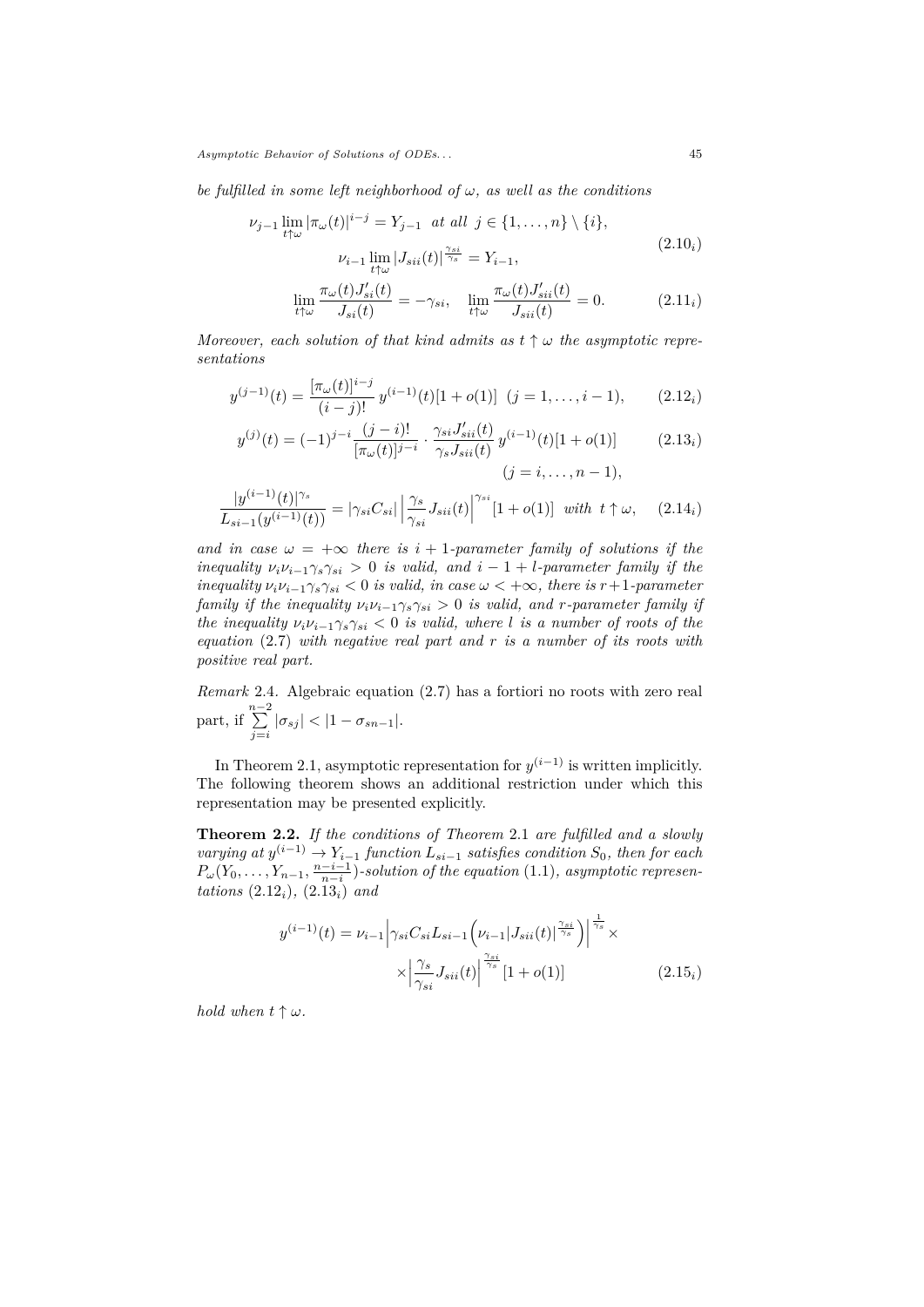*be fulfilled in some left neighborhood of $\omega$, as well as the conditions*

$$
\begin{gathered}
\nu_{j-1} \lim_{t\uparrow\omega} |\pi_\omega(t)|^{i-j} = Y_{j-1} \quad \text{at all } j \in \{1,\dots,n\}\setminus\{i\}, \\
\nu_{i-1} \lim_{t\uparrow\omega} |J_{sii}(t)|^{\frac{\gamma_{si}}{\gamma_s}} = Y_{i-1},
\end{gathered}
\tag{$2.10_i$}
$$

$$
\lim_{t\uparrow\omega} \frac{\pi_\omega(t) J'_{si}(t)}{J_{si}(t)} = -\gamma_{si}, \quad \lim_{t\uparrow\omega} \frac{\pi_\omega(t) J'_{sii}(t)}{J_{sii}(t)} = 0. \tag{$2.11_i$}
$$

*Moreover, each solution of that kind admits as $t\uparrow\omega$ the asymptotic representations*

$$
y^{(j-1)}(t) = \frac{[\pi_\omega(t)]^{i-j}}{(i-j)!}\, y^{(i-1)}(t)[1+o(1)] \quad (j=1,\dots,i-1), \tag{$2.12_i$}
$$

$$
y^{(j)}(t) = (-1)^{j-i} \frac{(j-i)!}{[\pi_\omega(t)]^{j-i}} \cdot \frac{\gamma_{si} J'_{sii}(t)}{\gamma_s J_{sii}(t)}\, y^{(i-1)}(t)[1+o(1)] \quad (j=i,\dots,n-1), \tag{$2.13_i$}
$$

$$
\frac{|y^{(i-1)}(t)|^{\gamma_s}}{L_{si-1}(y^{(i-1)}(t))} = |\gamma_{si} C_{si}| \left| \frac{\gamma_s}{\gamma_{si}} J_{sii}(t) \right|^{\gamma_{si}} [1+o(1)] \quad \text{with } t\uparrow\omega, \tag{$2.14_i$}
$$

*and in case $\omega = +\infty$ there is $i+1$-parameter family of solutions if the inequality $\nu_i\nu_{i-1}\gamma_s\gamma_{si} > 0$ is valid, and $i-1+l$-parameter family if the inequality $\nu_i\nu_{i-1}\gamma_s\gamma_{si} < 0$ is valid, in case $\omega < +\infty$, there is $r+1$-parameter family if the inequality $\nu_i\nu_{i-1}\gamma_s\gamma_{si} > 0$ is valid, and $r$-parameter family if the inequality $\nu_i\nu_{i-1}\gamma_s\gamma_{si} < 0$ is valid, where $l$ is a number of roots of the equation* (2.7) *with negative real part and $r$ is a number of its roots with positive real part.*

*Remark* 2.4. Algebraic equation (2.7) has a fortiori no roots with zero real part, if $\sum\limits_{j=i}^{n-2} |\sigma_{sj}| < |1-\sigma_{sn-1}|$.

In Theorem 2.1, asymptotic representation for $y^{(i-1)}$ is written implicitly. The following theorem shows an additional restriction under which this representation may be presented explicitly.

**Theorem 2.2.** *If the conditions of Theorem* 2.1 *are fulfilled and a slowly varying at $y^{(i-1)} \to Y_{i-1}$ function $L_{si-1}$ satisfies condition $S_0$, then for each $P_\omega(Y_0,\dots,Y_{n-1},\frac{n-i-1}{n-i})$-solution of the equation* (1.1)*, asymptotic representations* ($2.12_i$), ($2.13_i$) *and*

$$
y^{(i-1)}(t) = \nu_{i-1} \left| \gamma_{si} C_{si} L_{si-1}\Big(\nu_{i-1} |J_{sii}(t)|^{\frac{\gamma_{si}}{\gamma_s}}\Big) \right|^{\frac{1}{\gamma_s}} \times \left| \frac{\gamma_s}{\gamma_{si}} J_{sii}(t) \right|^{\frac{\gamma_{si}}{\gamma_s}} [1+o(1)] \tag{$2.15_i$}
$$

*hold when $t\uparrow\omega$.*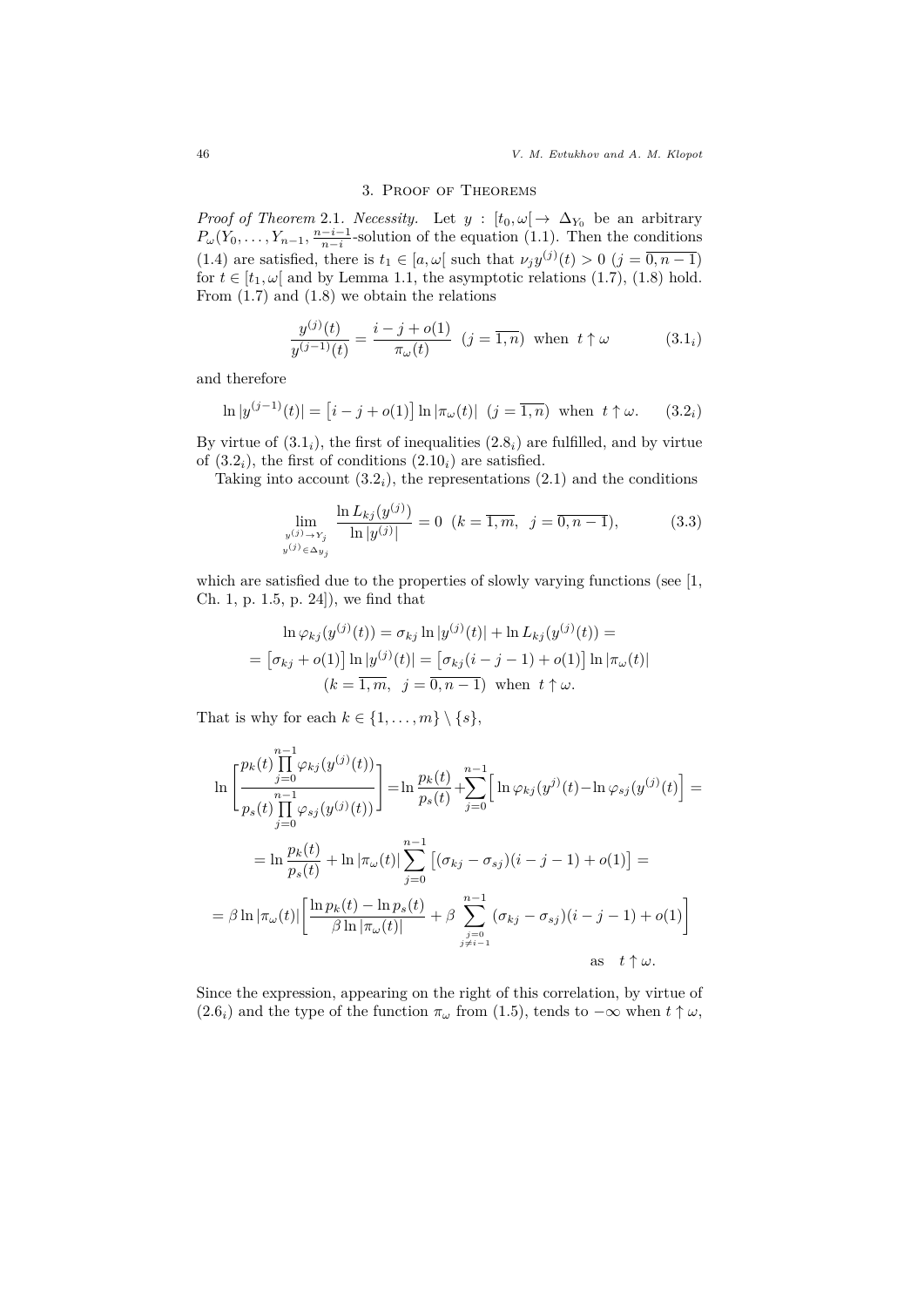## 3. Proof of Theorems

*Proof of Theorem* 2.1. *Necessity.* Let $y : [t_0, \omega[ \to \Delta_{Y_0}$ be an arbitrary $P_\omega(Y_0, \dots, Y_{n-1}, \frac{n-i-1}{n-i}$-solution of the equation (1.1). Then the conditions (1.4) are satisfied, there is $t_1 \in [a, \omega[$ such that $\nu_j y^{(j)}(t) > 0$ $(j = \overline{0, n-1})$ for $t \in [t_1, \omega[$ and by Lemma 1.1, the asymptotic relations (1.7), (1.8) hold. From (1.7) and (1.8) we obtain the relations

$$\frac{y^{(j)}(t)}{y^{(j-1)}(t)} = \frac{i - j + o(1)}{\pi_\omega(t)} \quad (j = \overline{1, n}) \text{ when } t \uparrow \omega \tag{3.1$_i$}$$

and therefore

$$\ln |y^{(j-1)}(t)| = \big[i - j + o(1)\big] \ln |\pi_\omega(t)| \quad (j = \overline{1, n}) \text{ when } t \uparrow \omega. \tag{3.2$_i$}$$

By virtue of (3.1$_i$), the first of inequalities (2.8$_i$) are fulfilled, and by virtue of (3.2$_i$), the first of conditions (2.10$_i$) are satisfied.

Taking into account (3.2$_i$), the representations (2.1) and the conditions

$$\lim_{\substack{y^{(j)} \to Y_j \\ y^{(j)} \in \Delta_{y_j}}} \frac{\ln L_{kj}(y^{(j)})}{\ln |y^{(j)}|} = 0 \quad (k = \overline{1, m}, \ \ j = \overline{0, n-1}), \tag{3.3}$$

which are satisfied due to the properties of slowly varying functions (see [1, Ch. 1, p. 1.5, p. 24]), we find that

$$\begin{gathered}
\ln \varphi_{kj}(y^{(j)}(t)) = \sigma_{kj} \ln |y^{(j)}(t)| + \ln L_{kj}(y^{(j)}(t)) = \\
= \big[\sigma_{kj} + o(1)\big] \ln |y^{(j)}(t)| = \big[\sigma_{kj}(i - j - 1) + o(1)\big] \ln |\pi_\omega(t)| \\
(k = \overline{1, m}, \ \ j = \overline{0, n-1}) \text{ when } t \uparrow \omega.
\end{gathered}$$

That is why for each $k \in \{1, \dots, m\} \setminus \{s\}$,

$$\begin{aligned}
\ln \left[ \frac{p_k(t) \prod\limits_{j=0}^{n-1} \varphi_{kj}(y^{(j)}(t))}{p_s(t) \prod\limits_{j=0}^{n-1} \varphi_{sj}(y^{(j)}(t))} \right] &= \ln \frac{p_k(t)}{p_s(t)} + \sum_{j=0}^{n-1} \Big[ \ln \varphi_{kj}(y^{j)}(t) - \ln \varphi_{sj}(y^{(j)}(t) \Big] = \\
&= \ln \frac{p_k(t)}{p_s(t)} + \ln |\pi_\omega(t)| \sum_{j=0}^{n-1} \big[ (\sigma_{kj} - \sigma_{sj})(i - j - 1) + o(1) \big] = \\
&= \beta \ln |\pi_\omega(t)| \left[ \frac{\ln p_k(t) - \ln p_s(t)}{\beta \ln |\pi_\omega(t)|} + \beta \sum_{\substack{j=0 \\ j \neq i-1}}^{n-1} (\sigma_{kj} - \sigma_{sj})(i - j - 1) + o(1) \right] \\
&\qquad \text{as} \quad t \uparrow \omega.
\end{aligned}$$

Since the expression, appearing on the right of this correlation, by virtue of (2.6$_i$) and the type of the function $\pi_\omega$ from (1.5), tends to $-\infty$ when $t \uparrow \omega$,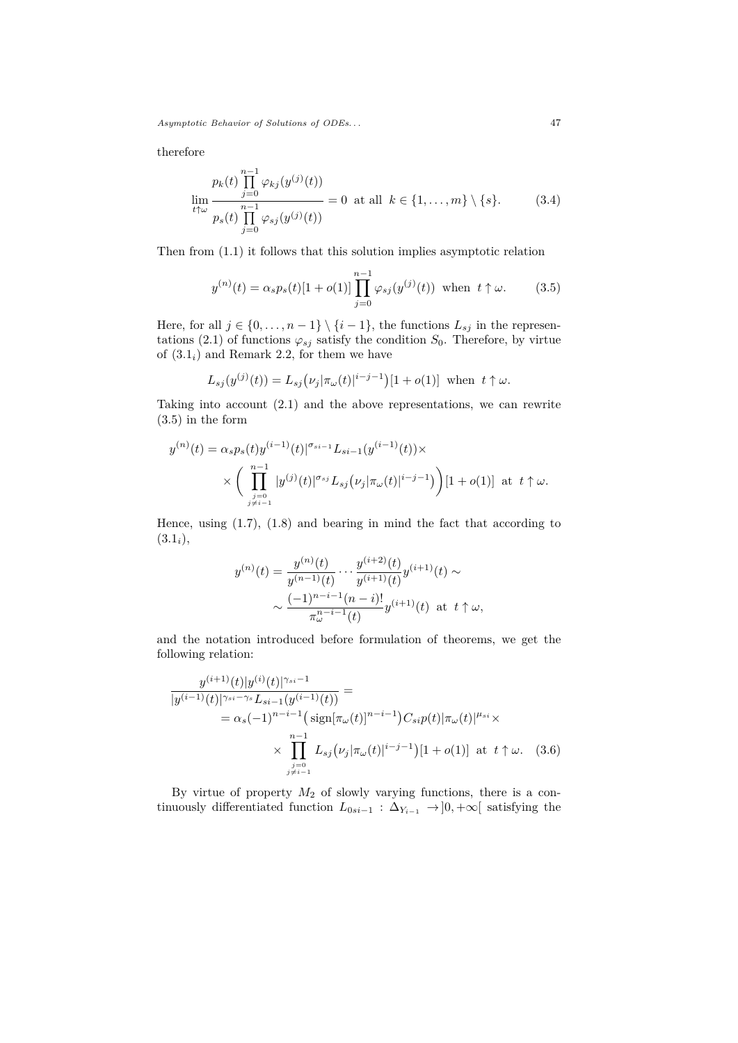therefore

$$\lim_{t\uparrow\omega} \frac{p_k(t)\prod\limits_{j=0}^{n-1}\varphi_{kj}(y^{(j)}(t))}{p_s(t)\prod\limits_{j=0}^{n-1}\varphi_{sj}(y^{(j)}(t))} = 0 \ \text{ at all } \ k \in \{1,\dots,m\}\setminus\{s\}. \tag{3.4}$$

Then from (1.1) it follows that this solution implies asymptotic relation

$$y^{(n)}(t) = \alpha_s p_s(t)[1+o(1)]\prod_{j=0}^{n-1}\varphi_{sj}(y^{(j)}(t)) \ \text{ when } \ t\uparrow\omega. \tag{3.5}$$

Here, for all $j \in \{0,\dots,n-1\}\setminus\{i-1\}$, the functions $L_{sj}$ in the representations (2.1) of functions $\varphi_{sj}$ satisfy the condition $S_0$. Therefore, by virtue of $(3.1_i)$ and Remark 2.2, for them we have

$$L_{sj}(y^{(j)}(t)) = L_{sj}\big(\nu_j|\pi_\omega(t)|^{i-j-1}\big)[1+o(1)] \ \text{ when } \ t\uparrow\omega.$$

Taking into account (2.1) and the above representations, we can rewrite (3.5) in the form

$$\begin{aligned} y^{(n)}(t) = \alpha_s p_s(t)y^{(i-1)}(t)|^{\sigma_{si-1}}L_{si-1}(y^{(i-1)}(t))\times \\ \times\Bigg(\prod_{\substack{j=0\\ j\neq i-1}}^{n-1}|y^{(j)}(t)|^{\sigma_{sj}}L_{sj}\big(\nu_j|\pi_\omega(t)|^{i-j-1}\big)\Bigg)[1+o(1)] \ \text{ at } \ t\uparrow\omega. \end{aligned}$$

Hence, using (1.7), (1.8) and bearing in mind the fact that according to $(3.1_i)$,

$$\begin{aligned} y^{(n)}(t) = \frac{y^{(n)}(t)}{y^{(n-1)}(t)}\cdots\frac{y^{(i+2)}(t)}{y^{(i+1)}(t)}y^{(i+1)}(t) \sim \\ \sim \frac{(-1)^{n-i-1}(n-i)!}{\pi_\omega^{n-i-1}(t)}y^{(i+1)}(t) \ \text{ at } \ t\uparrow\omega, \end{aligned}$$

and the notation introduced before formulation of theorems, we get the following relation:

$$\begin{aligned} \frac{y^{(i+1)}(t)|y^{(i)}(t)|^{\gamma_{si}-1}}{|y^{(i-1)}(t)|^{\gamma_{si}-\gamma_s}L_{si-1}(y^{(i-1)}(t))} = \\ = \alpha_s(-1)^{n-i-1}\big(\operatorname{sign}[\pi_\omega(t)]^{n-i-1}\big)C_{si}p(t)|\pi_\omega(t)|^{\mu_{si}}\times \\ \times\prod_{\substack{j=0\\ j\neq i-1}}^{n-1}L_{sj}\big(\nu_j|\pi_\omega(t)|^{i-j-1}\big)[1+o(1)] \ \text{ at } \ t\uparrow\omega. \end{aligned} \tag{3.6}$$

By virtue of property $M_2$ of slowly varying functions, there is a continuously differentiated function $L_{0si-1} : \Delta_{Y_{i-1}} \to ]0,+\infty[$ satisfying the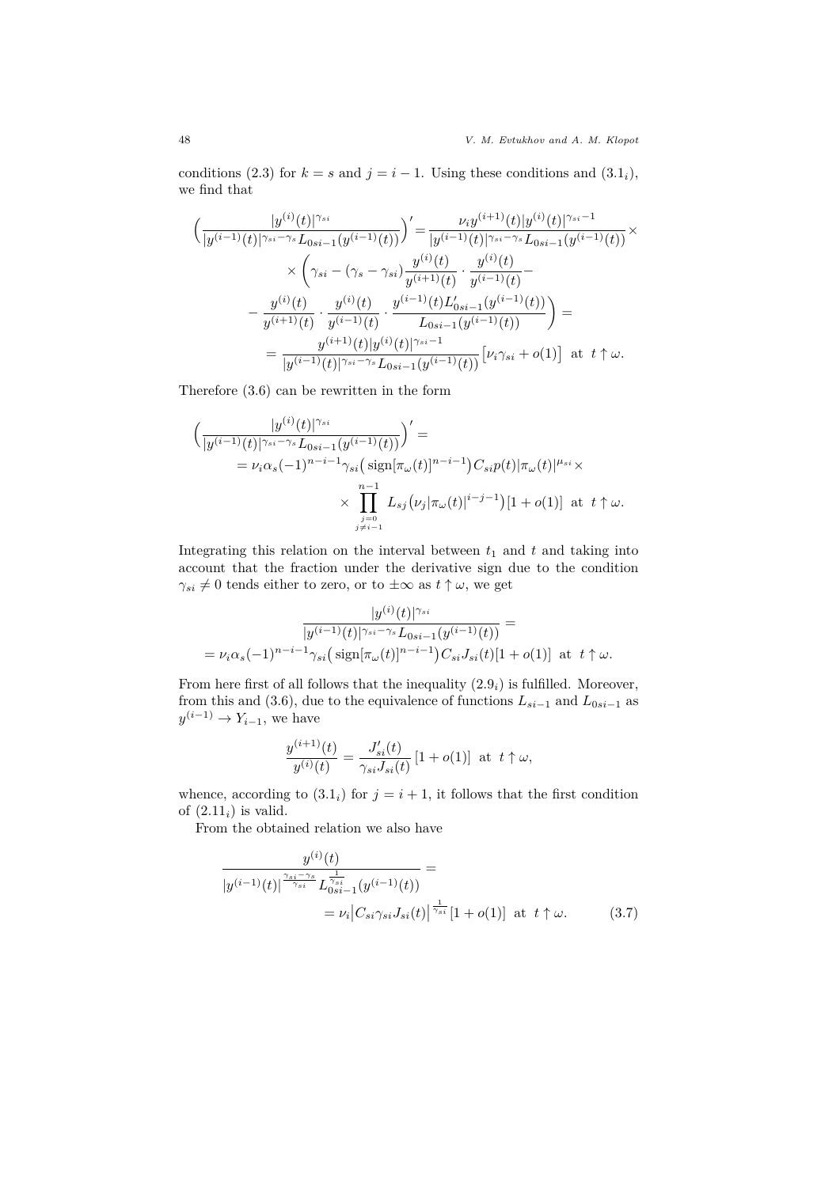conditions (2.3) for $k = s$ and $j = i-1$. Using these conditions and $(3.1_i)$, we find that

$$
\begin{aligned}
\Big(\frac{|y^{(i)}(t)|^{\gamma_{si}}}{|y^{(i-1)}(t)|^{\gamma_{si}-\gamma_s} L_{0si-1}(y^{(i-1)}(t))}\Big)' &= \frac{\nu_i y^{(i+1)}(t) |y^{(i)}(t)|^{\gamma_{si}-1}}{|y^{(i-1)}(t)|^{\gamma_{si}-\gamma_s} L_{0si-1}(y^{(i-1)}(t))} \times \\
&\times \left(\gamma_{si} - (\gamma_s - \gamma_{si}) \frac{y^{(i)}(t)}{y^{(i+1)}(t)} \cdot \frac{y^{(i)}(t)}{y^{(i-1)}(t)} - \right. \\
&\left. - \frac{y^{(i)}(t)}{y^{(i+1)}(t)} \cdot \frac{y^{(i)}(t)}{y^{(i-1)}(t)} \cdot \frac{y^{(i-1)}(t) L'_{0si-1}(y^{(i-1)}(t))}{L_{0si-1}(y^{(i-1)}(t))} \right) = \\
&= \frac{y^{(i+1)}(t) |y^{(i)}(t)|^{\gamma_{si}-1}}{|y^{(i-1)}(t)|^{\gamma_{si}-\gamma_s} L_{0si-1}(y^{(i-1)}(t))} \big[\nu_i \gamma_{si} + o(1)\big] \ \text{ at } \ t \uparrow \omega.
\end{aligned}
$$

Therefore (3.6) can be rewritten in the form

$$
\begin{aligned}
&\Big(\frac{|y^{(i)}(t)|^{\gamma_{si}}}{|y^{(i-1)}(t)|^{\gamma_{si}-\gamma_s} L_{0si-1}(y^{(i-1)}(t))}\Big)' = \\
&= \nu_i \alpha_s (-1)^{n-i-1} \gamma_{si} \big(\operatorname{sign}[\pi_\omega(t)]^{n-i-1}\big) C_{si} p(t) |\pi_\omega(t)|^{\mu_{si}} \times \\
&\qquad \times \prod_{\substack{j=0 \\ j \neq i-1}}^{n-1} L_{sj}\big(\nu_j |\pi_\omega(t)|^{i-j-1}\big) [1 + o(1)] \ \text{ at } \ t \uparrow \omega.
\end{aligned}
$$

Integrating this relation on the interval between $t_1$ and $t$ and taking into account that the fraction under the derivative sign due to the condition $\gamma_{si} \neq 0$ tends either to zero, or to $\pm\infty$ as $t \uparrow \omega$, we get

$$
\begin{aligned}
&\frac{|y^{(i)}(t)|^{\gamma_{si}}}{|y^{(i-1)}(t)|^{\gamma_{si}-\gamma_s} L_{0si-1}(y^{(i-1)}(t))} = \\
&= \nu_i \alpha_s (-1)^{n-i-1} \gamma_{si} \big(\operatorname{sign}[\pi_\omega(t)]^{n-i-1}\big) C_{si} J_{si}(t) [1 + o(1)] \ \text{ at } \ t \uparrow \omega.
\end{aligned}
$$

From here first of all follows that the inequality $(2.9_i)$ is fulfilled. Moreover, from this and (3.6), due to the equivalence of functions $L_{si-1}$ and $L_{0si-1}$ as $y^{(i-1)} \to Y_{i-1}$, we have

$$
\frac{y^{(i+1)}(t)}{y^{(i)}(t)} = \frac{J'_{si}(t)}{\gamma_{si} J_{si}(t)} \, [1 + o(1)] \ \text{ at } \ t \uparrow \omega,
$$

whence, according to $(3.1_i)$ for $j = i+1$, it follows that the first condition of $(2.11_i)$ is valid.

From the obtained relation we also have

$$
\begin{aligned}
&\frac{y^{(i)}(t)}{|y^{(i-1)}(t)|^{\frac{\gamma_{si}-\gamma_s}{\gamma_{si}}} L_{0si-1}^{\frac{1}{\gamma_{si}}}(y^{(i-1)}(t))} = \\
&\qquad = \nu_i \big|C_{si} \gamma_{si} J_{si}(t)\big|^{\frac{1}{\gamma_{si}}} [1 + o(1)] \ \text{ at } \ t \uparrow \omega. \qquad (3.7)
\end{aligned}
$$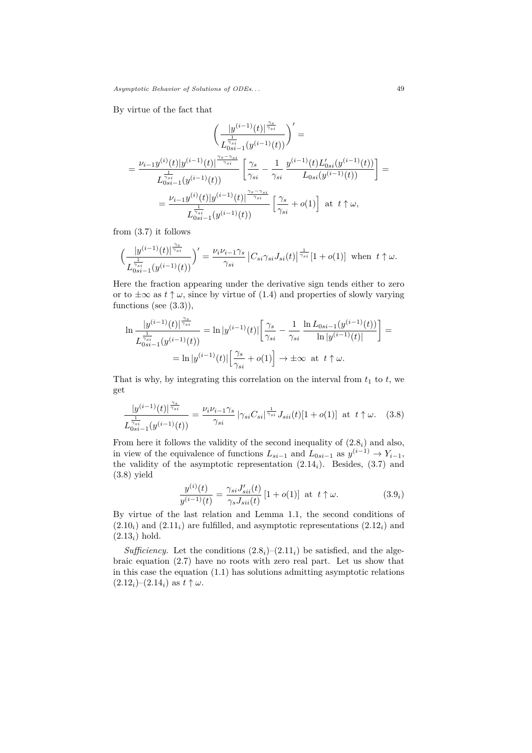By virtue of the fact that

$$
\left(\frac{|y^{(i-1)}(t)|^{\frac{\gamma_s}{\gamma_{si}}}}{L_{0si-1}^{\frac{1}{\gamma_{si}}}(y^{(i-1)}(t))}\right)' =
$$

$$
= \frac{\nu_{i-1} y^{(i)}(t) |y^{(i-1)}(t)|^{\frac{\gamma_s - \gamma_{si}}{\gamma_{si}}}}{L_{0si-1}^{\frac{1}{\gamma_{si}}}(y^{(i-1)}(t))} \left[\frac{\gamma_s}{\gamma_{si}} - \frac{1}{\gamma_{si}} \, \frac{y^{(i-1)}(t) L'_{0si}(y^{(i-1)}(t))}{L_{0si}(y^{(i-1)}(t))}\right] =
$$

$$
= \frac{\nu_{i-1} y^{(i)}(t) |y^{(i-1)}(t)|^{\frac{\gamma_s - \gamma_{si}}{\gamma_{si}}}}{L_{0si-1}^{\frac{1}{\gamma_{si}}}(y^{(i-1)}(t))} \left[\frac{\gamma_s}{\gamma_{si}} + o(1)\right] \ \text{at} \ t \uparrow \omega,
$$

from (3.7) it follows

$$
\left(\frac{|y^{(i-1)}(t)|^{\frac{\gamma_s}{\gamma_{si}}}}{L_{0si-1}^{\frac{1}{\gamma_{si}}}(y^{(i-1)}(t))}\right)' = \frac{\nu_i \nu_{i-1} \gamma_s}{\gamma_{si}} \left|C_{si} \gamma_{si} J_{si}(t)\right|^{\frac{1}{\gamma_{si}}} [1 + o(1)] \ \text{when} \ t \uparrow \omega.
$$

Here the fraction appearing under the derivative sign tends either to zero or to $\pm\infty$ as $t \uparrow \omega$, since by virtue of (1.4) and properties of slowly varying functions (see (3.3)),

$$
\ln \frac{|y^{(i-1)}(t)|^{\frac{\gamma_s}{\gamma_{si}}}}{L_{0si-1}^{\frac{1}{\gamma_{si}}}(y^{(i-1)}(t))} = \ln |y^{(i-1)}(t)| \left[\frac{\gamma_s}{\gamma_{si}} - \frac{1}{\gamma_{si}} \, \frac{\ln L_{0si-1}(y^{(i-1)}(t))}{\ln |y^{(i-1)}(t)|}\right] =
$$

$$
= \ln |y^{(i-1)}(t)| \left[\frac{\gamma_s}{\gamma_{si}} + o(1)\right] \to \pm\infty \ \text{at} \ t \uparrow \omega.
$$

That is why, by integrating this correlation on the interval from $t_1$ to $t$, we get

$$
\frac{|y^{(i-1)}(t)|^{\frac{\gamma_s}{\gamma_{si}}}}{L_{0si-1}^{\frac{1}{\gamma_{si}}}(y^{(i-1)}(t))} = \frac{\nu_i \nu_{i-1} \gamma_s}{\gamma_{si}} \left|\gamma_{si} C_{si}\right|^{\frac{1}{\gamma_{si}}} J_{sii}(t) [1 + o(1)] \ \text{at} \ t \uparrow \omega. \quad (3.8)
$$

From here it follows the validity of the second inequality of $(2.8_i)$ and also, in view of the equivalence of functions $L_{si-1}$ and $L_{0si-1}$ as $y^{(i-1)} \to Y_{i-1}$, the validity of the asymptotic representation $(2.14_i)$. Besides, (3.7) and (3.8) yield

$$
\frac{y^{(i)}(t)}{y^{(i-1)}(t)} = \frac{\gamma_{si} J'_{sii}(t)}{\gamma_s J_{sii}(t)} [1 + o(1)] \ \text{at} \ t \uparrow \omega. \quad (3.9_i)
$$

By virtue of the last relation and Lemma 1.1, the second conditions of $(2.10_i)$ and $(2.11_i)$ are fulfilled, and asymptotic representations $(2.12_i)$ and $(2.13_i)$ hold.

*Sufficiency.* Let the conditions $(2.8_i)$–$(2.11_i)$ be satisfied, and the algebraic equation (2.7) have no roots with zero real part. Let us show that in this case the equation (1.1) has solutions admitting asymptotic relations $(2.12_i)$–$(2.14_i)$ as $t \uparrow \omega$.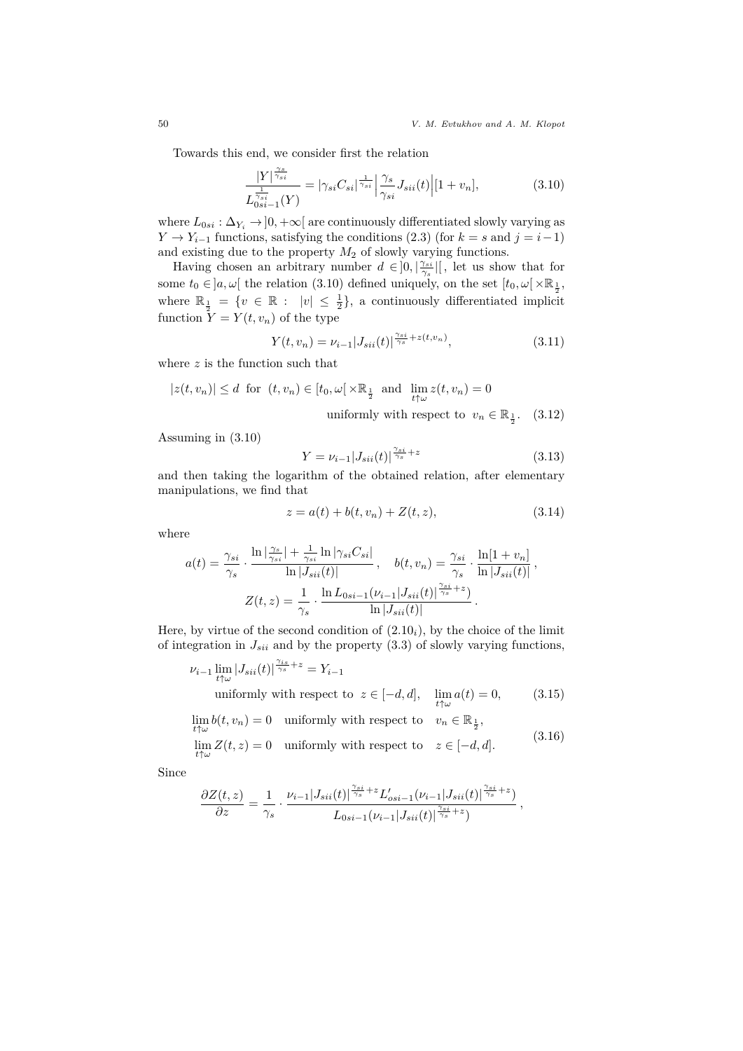Towards this end, we consider first the relation

$$\frac{|Y|^{\frac{\gamma_s}{\gamma_{si}}}}{L_{0si-1}^{\frac{1}{\gamma_{si}}}(Y)} = |\gamma_{si} C_{si}|^{\frac{1}{\gamma_{si}}} \Big| \frac{\gamma_s}{\gamma_{si}} J_{sii}(t) \Big| [1 + v_n], \tag{3.10}$$

where $L_{0si} : \Delta_{Y_i} \to ]0, +\infty[$ are continuously differentiated slowly varying as $Y \to Y_{i-1}$ functions, satisfying the conditions (2.3) (for $k = s$ and $j = i-1$) and existing due to the property $M_2$ of slowly varying functions.

Having chosen an arbitrary number $d \in ]0, |\frac{\gamma_{si}}{\gamma_s}|[$, let us show that for some $t_0 \in ]a, \omega[$ the relation (3.10) defined uniquely, on the set $[t_0, \omega[ \times \mathbb{R}_{\frac{1}{2}}$, where $\mathbb{R}_{\frac{1}{2}} = \{v \in \mathbb{R} : \ |v| \leq \frac{1}{2}\}$, a continuously differentiated implicit function $Y = Y(t, v_n)$ of the type

$$Y(t, v_n) = \nu_{i-1} |J_{sii}(t)|^{\frac{\gamma_{si}}{\gamma_s} + z(t, v_n)}, \tag{3.11}$$

where $z$ is the function such that

$$|z(t, v_n)| \leq d \ \text{ for } \ (t, v_n) \in [t_0, \omega[ \times \mathbb{R}_{\frac{1}{2}} \ \text{ and } \ \lim_{t \uparrow \omega} z(t, v_n) = 0$$
$$\text{uniformly with respect to } \ v_n \in \mathbb{R}_{\frac{1}{2}}. \tag{3.12}$$

Assuming in (3.10)

$$Y = \nu_{i-1} |J_{sii}(t)|^{\frac{\gamma_{si}}{\gamma_s} + z} \tag{3.13}$$

and then taking the logarithm of the obtained relation, after elementary manipulations, we find that

$$z = a(t) + b(t, v_n) + Z(t, z), \tag{3.14}$$

where

$$a(t) = \frac{\gamma_{si}}{\gamma_s} \cdot \frac{\ln |\frac{\gamma_s}{\gamma_{si}}| + \frac{1}{\gamma_{si}} \ln |\gamma_{si} C_{si}|}{\ln |J_{sii}(t)|}, \quad b(t, v_n) = \frac{\gamma_{si}}{\gamma_s} \cdot \frac{\ln [1 + v_n]}{\ln |J_{sii}(t)|},$$
$$Z(t, z) = \frac{1}{\gamma_s} \cdot \frac{\ln L_{0si-1}(\nu_{i-1} |J_{sii}(t)|^{\frac{\gamma_{si}}{\gamma_s} + z})}{\ln |J_{sii}(t)|}.$$

Here, by virtue of the second condition of $(2.10_i)$, by the choice of the limit of integration in $J_{sii}$ and by the property (3.3) of slowly varying functions,

$$\nu_{i-1} \lim_{t \uparrow \omega} |J_{sii}(t)|^{\frac{\gamma_{is}}{\gamma_s} + z} = Y_{i-1}$$
$$\text{uniformly with respect to } \ z \in [-d, d], \quad \lim_{t \uparrow \omega} a(t) = 0, \tag{3.15}$$

$$\begin{aligned} &\lim_{t \uparrow \omega} b(t, v_n) = 0 \quad \text{uniformly with respect to} \quad v_n \in \mathbb{R}_{\frac{1}{2}}, \\ &\lim_{t \uparrow \omega} Z(t, z) = 0 \quad \text{uniformly with respect to} \quad z \in [-d, d]. \end{aligned} \tag{3.16}$$

Since

$$\frac{\partial Z(t, z)}{\partial z} = \frac{1}{\gamma_s} \cdot \frac{\nu_{i-1} |J_{sii}(t)|^{\frac{\gamma_{si}}{\gamma_s} + z} L'_{osi-1}(\nu_{i-1} |J_{sii}(t)|^{\frac{\gamma_{si}}{\gamma_s} + z})}{L_{0si-1}(\nu_{i-1} |J_{sii}(t)|^{\frac{\gamma_{si}}{\gamma_s} + z})},$$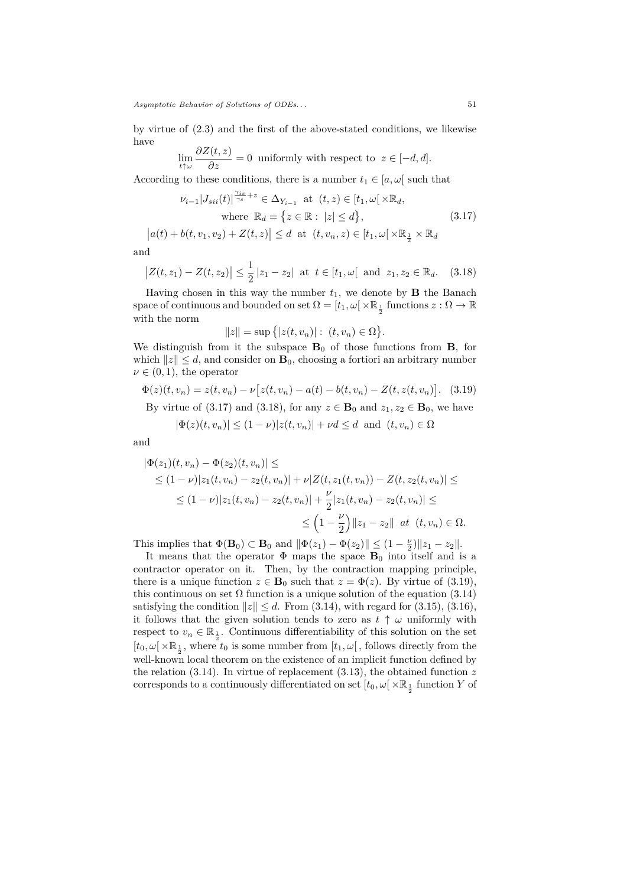by virtue of (2.3) and the first of the above-stated conditions, we likewise have

$$\lim_{t\uparrow\omega} \frac{\partial Z(t,z)}{\partial z} = 0 \ \text{ uniformly with respect to } \ z \in [-d,d].$$

According to these conditions, there is a number $t_1 \in [a,\omega[$ such that

$$\nu_{i-1}|J_{sii}(t)|^{\frac{\gamma_{is}}{\gamma_s}+z} \in \Delta_{Y_{i-1}} \ \text{ at } \ (t,z) \in [t_1,\omega[\times\mathbb{R}_d,$$
$$\text{where } \ \mathbb{R}_d = \big\{z \in \mathbb{R}: \ |z| \le d\big\}, \tag{3.17}$$
$$\big|a(t) + b(t,v_1,v_2) + Z(t,z)\big| \le d \ \text{ at } \ (t,v_n,z) \in [t_1,\omega[\times\mathbb{R}_{\frac{1}{2}} \times \mathbb{R}_d$$

and

$$\big|Z(t,z_1) - Z(t,z_2)\big| \le \frac{1}{2}\,|z_1 - z_2| \ \text{ at } \ t \in [t_1,\omega[ \ \text{ and } \ z_1,z_2 \in \mathbb{R}_d. \tag{3.18}$$

Having chosen in this way the number $t_1$, we denote by $\mathbf{B}$ the Banach space of continuous and bounded on set $\Omega = [t_1,\omega[\times\mathbb{R}_{\frac{1}{2}}$ functions $z:\Omega \to \mathbb{R}$ with the norm

$$\|z\| = \sup\big\{|z(t,v_n)|: \ (t,v_n) \in \Omega\big\}.$$

We distinguish from it the subspace $\mathbf{B}_0$ of those functions from $\mathbf{B}$, for which $\|z\| \le d$, and consider on $\mathbf{B}_0$, choosing a fortiori an arbitrary number $\nu \in (0,1)$, the operator

$$\Phi(z)(t,v_n) = z(t,v_n) - \nu\big[z(t,v_n) - a(t) - b(t,v_n) - Z(t,z(t,v_n))\big]. \tag{3.19}$$

By virtue of (3.17) and (3.18), for any $z \in \mathbf{B}_0$ and $z_1,z_2 \in \mathbf{B}_0$, we have

$$|\Phi(z)(t,v_n)| \le (1-\nu)|z(t,v_n)| + \nu d \le d \ \text{ and } \ (t,v_n) \in \Omega$$

and

$$\begin{aligned}
&|\Phi(z_1)(t,v_n) - \Phi(z_2)(t,v_n)| \le \\
&\le (1-\nu)|z_1(t,v_n) - z_2(t,v_n)| + \nu|Z(t,z_1(t,v_n)) - Z(t,z_2(t,v_n)| \le \\
&\le (1-\nu)|z_1(t,v_n) - z_2(t,v_n)| + \frac{\nu}{2}|z_1(t,v_n) - z_2(t,v_n)| \le \\
&\le \Big(1-\frac{\nu}{2}\Big)\|z_1 - z_2\| \ \ at \ \ (t,v_n) \in \Omega.
\end{aligned}$$

This implies that $\Phi(\mathbf{B}_0) \subset \mathbf{B}_0$ and $\|\Phi(z_1) - \Phi(z_2)\| \le (1-\frac{\nu}{2})\|z_1 - z_2\|$.

It means that the operator $\Phi$ maps the space $\mathbf{B}_0$ into itself and is a contractor operator on it. Then, by the contraction mapping principle, there is a unique function $z \in \mathbf{B}_0$ such that $z = \Phi(z)$. By virtue of (3.19), this continuous on set $\Omega$ function is a unique solution of the equation (3.14) satisfying the condition $\|z\| \le d$. From (3.14), with regard for (3.15), (3.16), it follows that the given solution tends to zero as $t \uparrow \omega$ uniformly with respect to $v_n \in \mathbb{R}_{\frac{1}{2}}$. Continuous differentiability of this solution on the set $[t_0,\omega[\times\mathbb{R}_{\frac{1}{2}}$, where $t_0$ is some number from $[t_1,\omega[$, follows directly from the well-known local theorem on the existence of an implicit function defined by the relation (3.14). In virtue of replacement (3.13), the obtained function $z$ corresponds to a continuously differentiated on set $[t_0,\omega[\times\mathbb{R}_{\frac{1}{2}}$ function $Y$ of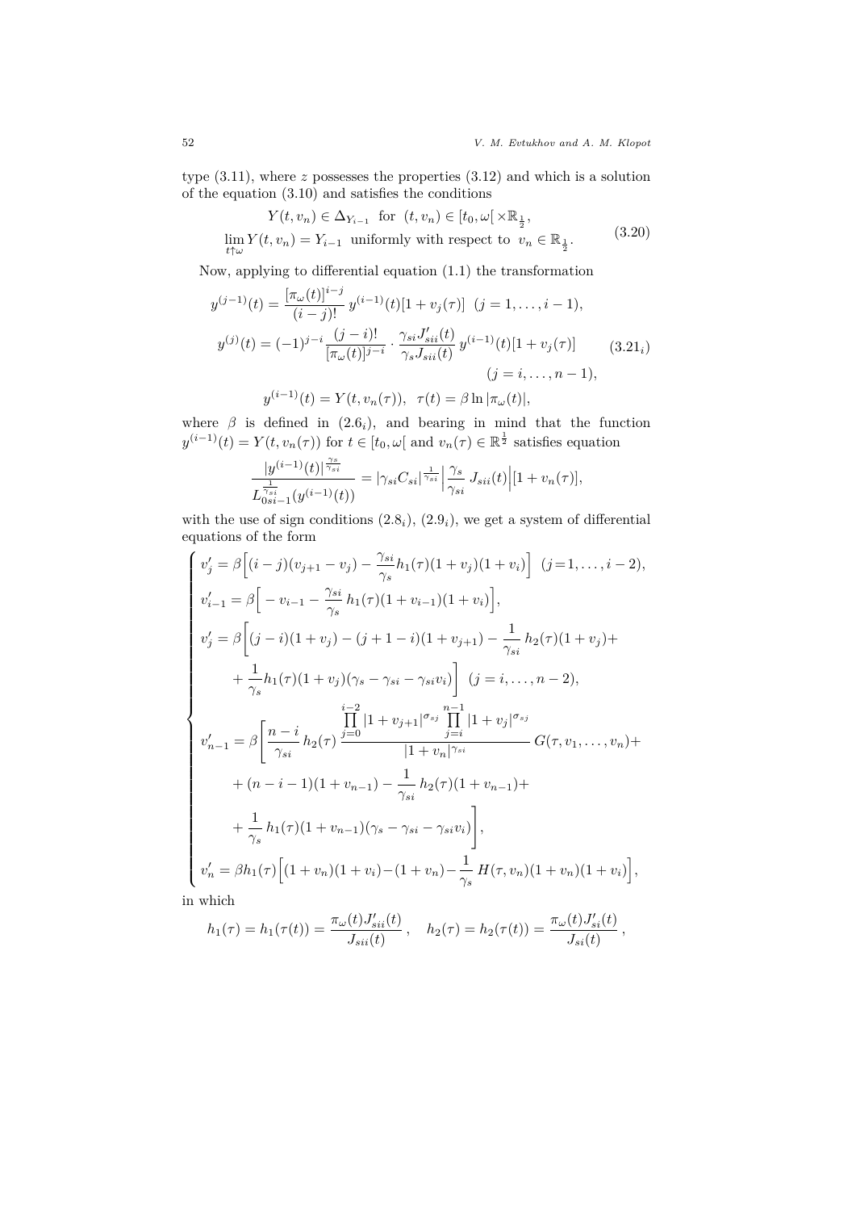type (3.11), where $z$ possesses the properties (3.12) and which is a solution of the equation (3.10) and satisfies the conditions

$$
\begin{gathered}
Y(t,v_n)\in \Delta_{Y_{i-1}} \ \text{ for } \ (t,v_n)\in [t_0,\omega[\,\times \mathbb{R}_{\frac{1}{2}},\\
\lim_{t\uparrow\omega} Y(t,v_n)=Y_{i-1} \ \text{ uniformly with respect to } \ v_n\in \mathbb{R}_{\frac{1}{2}}.
\end{gathered}
\tag{3.20}
$$

Now, applying to differential equation (1.1) the transformation

$$
\begin{gathered}
y^{(j-1)}(t)=\frac{[\pi_\omega(t)]^{i-j}}{(i-j)!}\, y^{(i-1)}(t)[1+v_j(\tau)] \ \ (j=1,\dots,i-1),\\
y^{(j)}(t)=(-1)^{j-i}\,\frac{(j-i)!}{[\pi_\omega(t)]^{j-i}}\cdot \frac{\gamma_{si}J'_{sii}(t)}{\gamma_s J_{sii}(t)}\, y^{(i-1)}(t)[1+v_j(\tau)] \qquad (3.21_i)\\
(j=i,\dots,n-1),\\
y^{(i-1)}(t)=Y(t,v_n(\tau)), \ \ \tau(t)=\beta\ln|\pi_\omega(t)|,
\end{gathered}
$$

where $\beta$ is defined in $(2.6_i)$, and bearing in mind that the function $y^{(i-1)}(t)=Y(t,v_n(\tau))$ for $t\in[t_0,\omega[$ and $v_n(\tau)\in\mathbb{R}^{\frac{1}{2}}$ satisfies equation

$$
\frac{|y^{(i-1)}(t)|^{\frac{\gamma_s}{\gamma_{si}}}}{L_{0si-1}^{\frac{1}{\gamma_{si}}}(y^{(i-1)}(t))}=|\gamma_{si}C_{si}|^{\frac{1}{\gamma_{si}}}\Big|\frac{\gamma_s}{\gamma_{si}}\,J_{sii}(t)\Big|[1+v_n(\tau)],
$$

with the use of sign conditions $(2.8_i)$, $(2.9_i)$, we get a system of differential equations of the form

$$
\begin{cases}
v'_j=\beta\Big[(i-j)(v_{j+1}-v_j)-\dfrac{\gamma_{si}}{\gamma_s}h_1(\tau)(1+v_j)(1+v_i)\Big] \ \ (j=1,\dots,i-2),\\[2mm]
v'_{i-1}=\beta\Big[-v_{i-1}-\dfrac{\gamma_{si}}{\gamma_s}\,h_1(\tau)(1+v_{i-1})(1+v_i)\Big],\\[2mm]
v'_j=\beta\Big[(j-i)(1+v_j)-(j+1-i)(1+v_{j+1})-\dfrac{1}{\gamma_{si}}\,h_2(\tau)(1+v_j)+\\
\qquad +\dfrac{1}{\gamma_s}h_1(\tau)(1+v_j)(\gamma_s-\gamma_{si}-\gamma_{si}v_i)\Big] \ \ (j=i,\dots,n-2),\\[2mm]
v'_{n-1}=\beta\Bigg[\dfrac{n-i}{\gamma_{si}}\,h_2(\tau)\,\dfrac{\prod\limits_{j=0}^{i-2}|1+v_{j+1}|^{\sigma_{sj}}\prod\limits_{j=i}^{n-1}|1+v_j|^{\sigma_{sj}}}{|1+v_n|^{\gamma_{si}}}\,G(\tau,v_1,\dots,v_n)+\\
\qquad +(n-i-1)(1+v_{n-1})-\dfrac{1}{\gamma_{si}}\,h_2(\tau)(1+v_{n-1})+\\
\qquad +\dfrac{1}{\gamma_s}\,h_1(\tau)(1+v_{n-1})(\gamma_s-\gamma_{si}-\gamma_{si}v_i)\Bigg],\\[2mm]
v'_n=\beta h_1(\tau)\Big[(1+v_n)(1+v_i)-(1+v_n)-\dfrac{1}{\gamma_s}\,H(\tau,v_n)(1+v_n)(1+v_i)\Big],
\end{cases}
$$

in which

$$
h_1(\tau)=h_1(\tau(t))=\frac{\pi_\omega(t)J'_{sii}(t)}{J_{sii}(t)}\,, \quad h_2(\tau)=h_2(\tau(t))=\frac{\pi_\omega(t)J'_{si}(t)}{J_{si}(t)}\,,
$$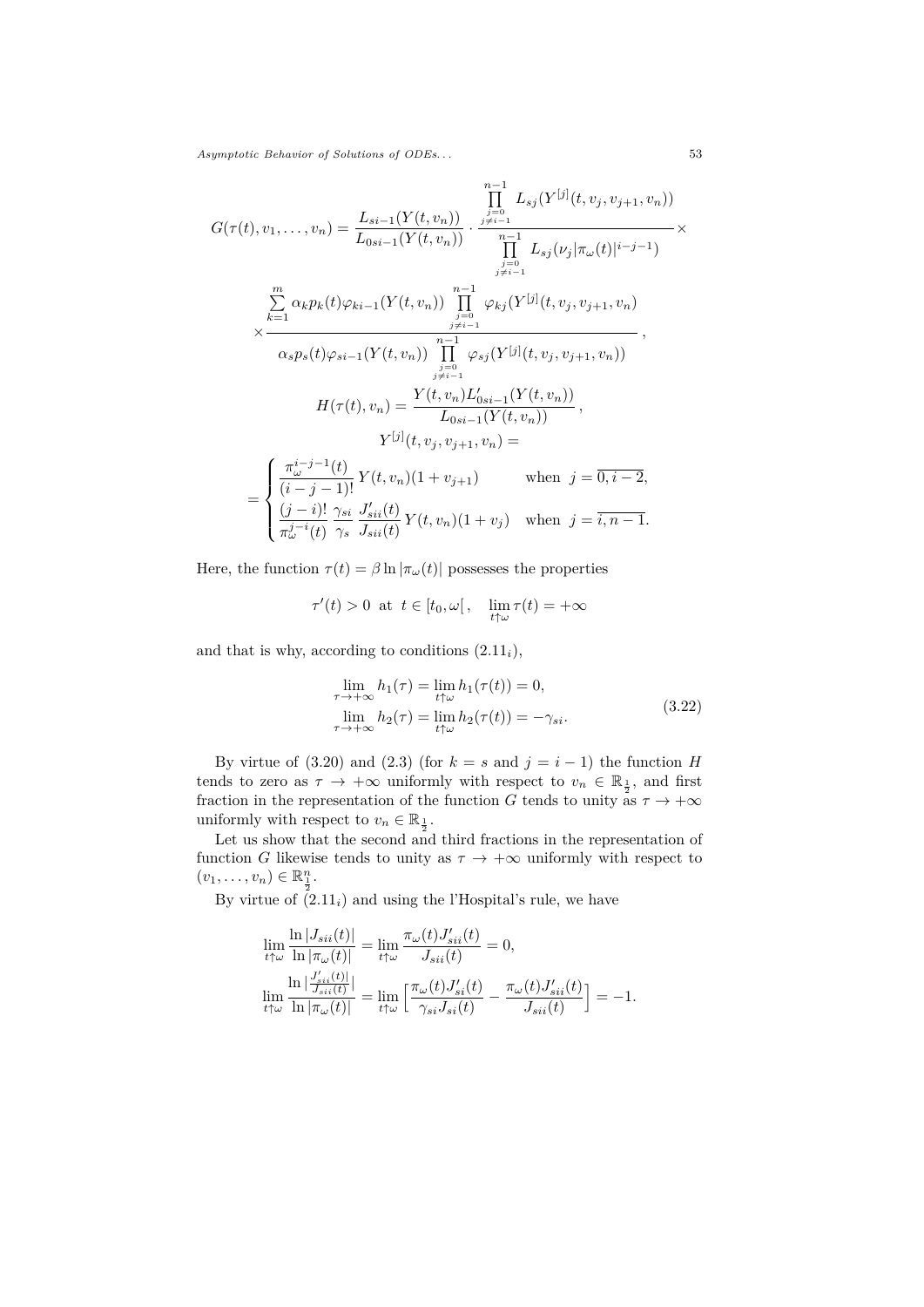$$G(\tau(t), v_1, \dots, v_n) = \frac{L_{si-1}(Y(t,v_n))}{L_{0si-1}(Y(t,v_n))} \cdot \frac{\prod\limits_{\substack{j=0\\ j\neq i-1}}^{n-1} L_{sj}(Y^{[j]}(t, v_j, v_{j+1}, v_n))}{\prod\limits_{\substack{j=0\\ j\neq i-1}}^{n-1} L_{sj}(\nu_j |\pi_\omega(t)|^{i-j-1})} \times$$

$$\times \frac{\sum\limits_{k=1}^{m} \alpha_k p_k(t) \varphi_{ki-1}(Y(t,v_n)) \prod\limits_{\substack{j=0\\ j\neq i-1}}^{n-1} \varphi_{kj}(Y^{[j]}(t, v_j, v_{j+1}, v_n)}{\alpha_s p_s(t) \varphi_{si-1}(Y(t,v_n)) \prod\limits_{\substack{j=0\\ j\neq i-1}}^{n-1} \varphi_{sj}(Y^{[j]}(t, v_j, v_{j+1}, v_n))},$$

$$H(\tau(t), v_n) = \frac{Y(t,v_n) L'_{0si-1}(Y(t,v_n))}{L_{0si-1}(Y(t,v_n))},$$

$$Y^{[j]}(t, v_j, v_{j+1}, v_n) =$$

$$= \begin{cases} \dfrac{\pi_\omega^{i-j-1}(t)}{(i-j-1)!}\, Y(t,v_n)(1+v_{j+1}) & \text{when } j = \overline{0, i-2}, \\[2ex] \dfrac{(j-i)!}{\pi_\omega^{j-i}(t)}\, \dfrac{\gamma_{si}}{\gamma_s}\, \dfrac{J'_{sii}(t)}{J_{sii}(t)}\, Y(t,v_n)(1+v_j) & \text{when } j = \overline{i, n-1}. \end{cases}$$

Here, the function $\tau(t) = \beta \ln|\pi_\omega(t)|$ possesses the properties

$$\tau'(t) > 0 \ \text{ at } \ t \in [t_0, \omega[\,, \quad \lim_{t \uparrow \omega} \tau(t) = +\infty$$

and that is why, according to conditions $(2.11_i)$,

$$\begin{aligned} &\lim_{\tau \to +\infty} h_1(\tau) = \lim_{t \uparrow \omega} h_1(\tau(t)) = 0, \\ &\lim_{\tau \to +\infty} h_2(\tau) = \lim_{t \uparrow \omega} h_2(\tau(t)) = -\gamma_{si}. \end{aligned} \tag{3.22}$$

By virtue of (3.20) and (2.3) (for $k = s$ and $j = i-1$) the function $H$ tends to zero as $\tau \to +\infty$ uniformly with respect to $v_n \in \mathbb{R}_{\frac{1}{2}}$, and first fraction in the representation of the function $G$ tends to unity as $\tau \to +\infty$ uniformly with respect to $v_n \in \mathbb{R}_{\frac{1}{2}}$.

Let us show that the second and third fractions in the representation of function $G$ likewise tends to unity as $\tau \to +\infty$ uniformly with respect to $(v_1, \dots, v_n) \in \mathbb{R}^n_{\frac{1}{2}}$.

By virtue of $(2.11_i)$ and using the l'Hospital's rule, we have

$$\lim_{t \uparrow \omega} \frac{\ln|J_{sii}(t)|}{\ln|\pi_\omega(t)|} = \lim_{t \uparrow \omega} \frac{\pi_\omega(t) J'_{sii}(t)}{J_{sii}(t)} = 0,$$

$$\lim_{t \uparrow \omega} \frac{\ln\big|\frac{J'_{sii}(t)}{J_{sii}(t)}\big|}{\ln|\pi_\omega(t)|} = \lim_{t \uparrow \omega} \Big[\frac{\pi_\omega(t) J'_{si}(t)}{\gamma_{si} J_{si}(t)} - \frac{\pi_\omega(t) J'_{sii}(t)}{J_{sii}(t)}\Big] = -1.$$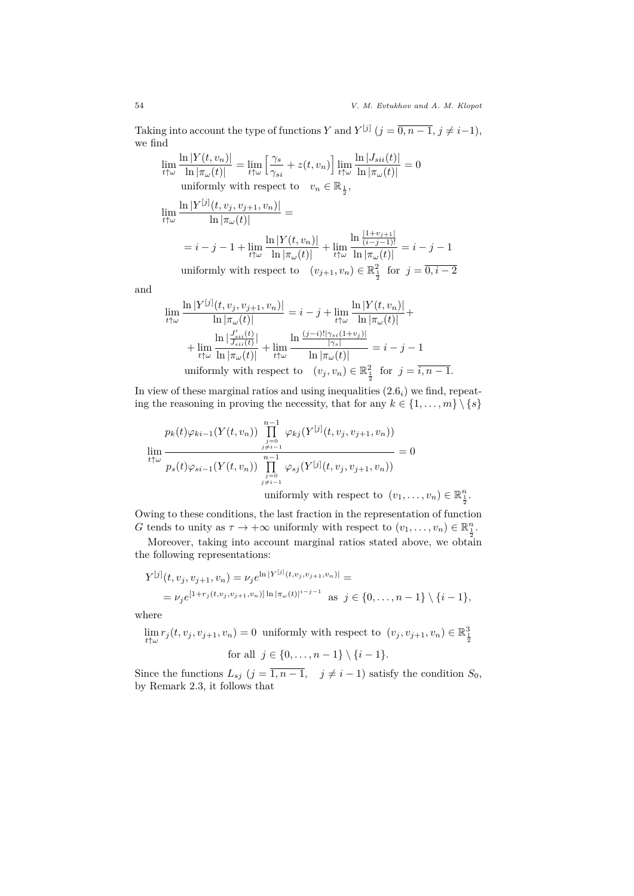Taking into account the type of functions $Y$ and $Y^{[j]}$ $(j=\overline{0,n-1}, j\neq i-1)$, we find

$$\lim_{t\uparrow\omega}\frac{\ln|Y(t,v_n)|}{\ln|\pi_\omega(t)|}=\lim_{t\uparrow\omega}\Big[\frac{\gamma_s}{\gamma_{si}}+z(t,v_n)\Big]\lim_{t\uparrow\omega}\frac{\ln|J_{sii}(t)|}{\ln|\pi_\omega(t)|}=0$$

$$\text{uniformly with respect to}\quad v_n\in\mathbb{R}_{\frac{1}{2}},$$

$$\lim_{t\uparrow\omega}\frac{\ln|Y^{[j]}(t,v_j,v_{j+1},v_n)|}{\ln|\pi_\omega(t)|}=$$

$$=i-j-1+\lim_{t\uparrow\omega}\frac{\ln|Y(t,v_n)|}{\ln|\pi_\omega(t)|}+\lim_{t\uparrow\omega}\frac{\ln\frac{|1+v_{j+1}|}{(i-j-1)!}}{\ln|\pi_\omega(t)|}=i-j-1$$

$$\text{uniformly with respect to}\quad (v_{j+1},v_n)\in\mathbb{R}^2_{\frac{1}{2}}\ \text{ for }\ j=\overline{0,i-2}$$

and

$$\lim_{t\uparrow\omega}\frac{\ln|Y^{[j]}(t,v_j,v_{j+1},v_n)|}{\ln|\pi_\omega(t)|}=i-j+\lim_{t\uparrow\omega}\frac{\ln|Y(t,v_n)|}{\ln|\pi_\omega(t)|}+$$

$$+\lim_{t\uparrow\omega}\frac{\ln|\frac{J'_{sii}(t)}{J_{sii}(t)}|}{\ln|\pi_\omega(t)|}+\lim_{t\uparrow\omega}\frac{\ln\frac{(j-i)!|\gamma_{si}(1+v_j)|}{|\gamma_s|}}{\ln|\pi_\omega(t)|}=i-j-1$$

$$\text{uniformly with respect to}\quad (v_j,v_n)\in\mathbb{R}^2_{\frac{1}{2}}\ \text{ for }\ j=\overline{i,n-1}.$$

In view of these marginal ratios and using inequalities $(2.6_i)$ we find, repeating the reasoning in proving the necessity, that for any $k\in\{1,\dots,m\}\setminus\{s\}$

$$\lim_{t\uparrow\omega}\frac{p_k(t)\varphi_{ki-1}(Y(t,v_n))\prod\limits_{\substack{j=0\\ j\neq i-1}}^{n-1}\varphi_{kj}(Y^{[j]}(t,v_j,v_{j+1},v_n))}{p_s(t)\varphi_{si-1}(Y(t,v_n))\prod\limits_{\substack{j=0\\ j\neq i-1}}^{n-1}\varphi_{sj}(Y^{[j]}(t,v_j,v_{j+1},v_n))}=0$$

$$\text{uniformly with respect to}\ (v_1,\dots,v_n)\in\mathbb{R}^n_{\frac{1}{2}}.$$

Owing to these conditions, the last fraction in the representation of function $G$ tends to unity as $\tau\to+\infty$ uniformly with respect to $(v_1,\dots,v_n)\in\mathbb{R}^n_{\frac{1}{2}}$.

Moreover, taking into account marginal ratios stated above, we obtain the following representations:

$$Y^{[j]}(t,v_j,v_{j+1},v_n)=\nu_j e^{\ln|Y^{[j]}(t,v_j,v_{j+1},v_n)|}=$$

$$=\nu_j e^{[1+r_j(t,v_j,v_{j+1},v_n)]\ln|\pi_\omega(t)|^{i-j-1}}\ \text{ as }\ j\in\{0,\dots,n-1\}\setminus\{i-1\},$$

where

$$\lim_{t\uparrow\omega}r_j(t,v_j,v_{j+1},v_n)=0\ \text{ uniformly with respect to }\ (v_j,v_{j+1},v_n)\in\mathbb{R}^3_{\frac{1}{2}}$$

$$\text{for all }\ j\in\{0,\dots,n-1\}\setminus\{i-1\}.$$

Since the functions $L_{sj}$ $(j=\overline{1,n-1},\quad j\neq i-1)$ satisfy the condition $S_0$, by Remark 2.3, it follows that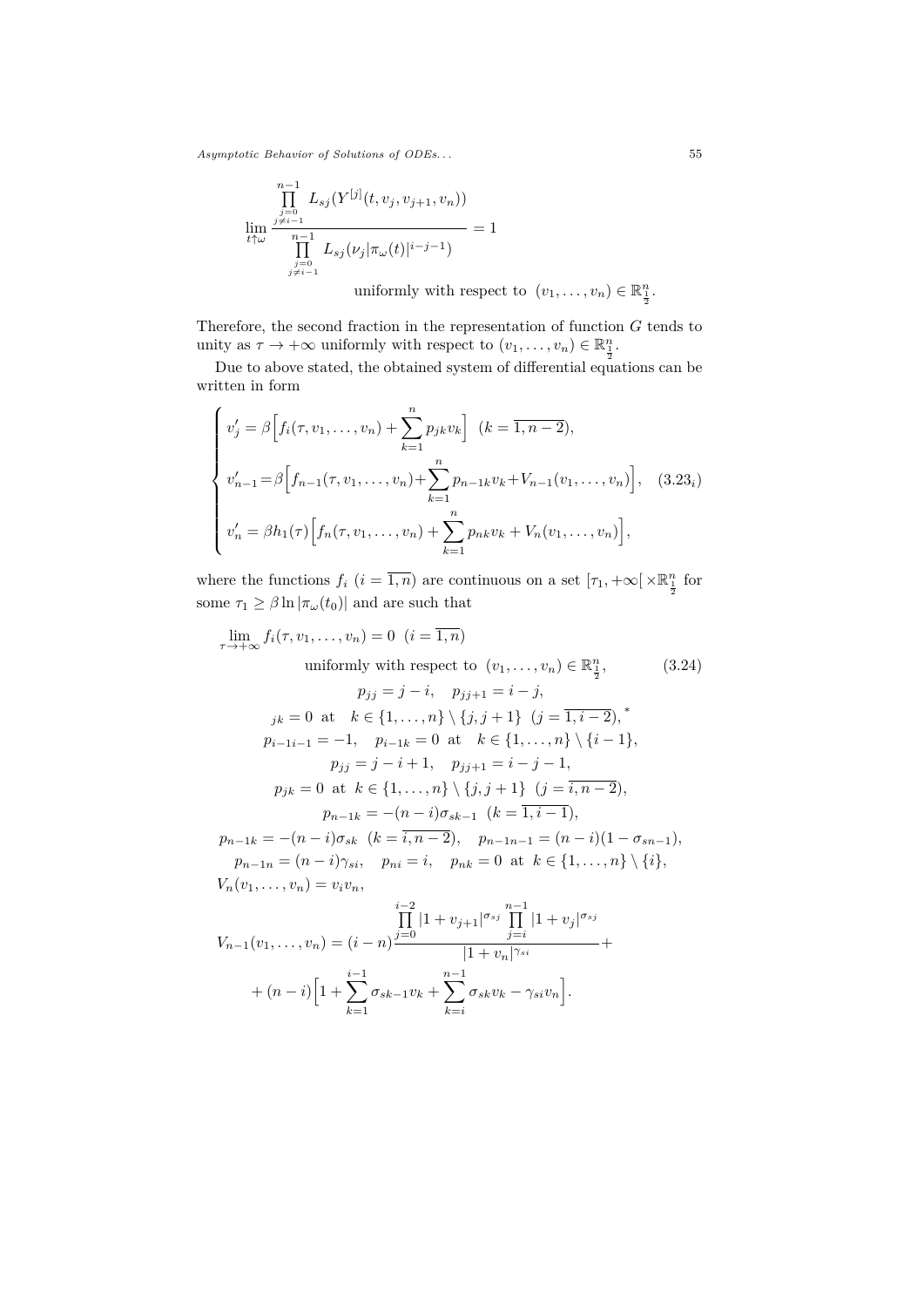$$\lim_{t\uparrow\omega}\frac{\prod\limits_{\substack{j=0\\ j\neq i-1}}^{n-1} L_{sj}(Y^{[j]}(t,v_j,v_{j+1},v_n))}{\prod\limits_{\substack{j=0\\ j\neq i-1}}^{n-1} L_{sj}(\nu_j|\pi_\omega(t)|^{i-j-1})}=1$$

$$\text{uniformly with respect to } (v_1,\dots,v_n)\in\mathbb{R}^n_{\frac{1}{2}}.$$

Therefore, the second fraction in the representation of function $G$ tends to unity as $\tau\to+\infty$ uniformly with respect to $(v_1,\dots,v_n)\in\mathbb{R}^n_{\frac{1}{2}}$.

Due to above stated, the obtained system of differential equations can be written in form

$$\begin{cases} v_j'=\beta\Big[f_i(\tau,v_1,\dots,v_n)+\sum\limits_{k=1}^{n}p_{jk}v_k\Big] \quad (k=\overline{1,n-2}),\\ v_{n-1}'=\beta\Big[f_{n-1}(\tau,v_1,\dots,v_n)+\sum\limits_{k=1}^{n}p_{n-1k}v_k+V_{n-1}(v_1,\dots,v_n)\Big],\\ v_n'=\beta h_1(\tau)\Big[f_n(\tau,v_1,\dots,v_n)+\sum\limits_{k=1}^{n}p_{nk}v_k+V_n(v_1,\dots,v_n)\Big], \end{cases} \tag{3.23$_i$}$$

where the functions $f_i$ $(i=\overline{1,n})$ are continuous on a set $[\tau_1,+\infty[\,\times\mathbb{R}^n_{\frac{1}{2}}$ for some $\tau_1\geq\beta\ln|\pi_\omega(t_0)|$ and are such that

$$\lim_{\tau\to+\infty} f_i(\tau,v_1,\dots,v_n)=0 \quad (i=\overline{1,n})$$

$$\text{uniformly with respect to } (v_1,\dots,v_n)\in\mathbb{R}^n_{\frac{1}{2}}, \tag{3.24}$$

$$p_{jj}=j-i,\quad p_{jj+1}=i-j,$$

$${}_{jk}=0 \text{ at } \quad k\in\{1,\dots,n\}\setminus\{j,j+1\} \ \ (j=\overline{1,i-2}),^*$$

$$p_{i-1i-1}=-1,\quad p_{i-1k}=0 \text{ at } \quad k\in\{1,\dots,n\}\setminus\{i-1\},$$

$$p_{jj}=j-i+1,\quad p_{jj+1}=i-j-1,$$

$$p_{jk}=0 \text{ at } k\in\{1,\dots,n\}\setminus\{j,j+1\} \ \ (j=\overline{i,n-2}),$$

$$p_{n-1k}=-(n-i)\sigma_{sk-1} \ \ (k=\overline{1,i-1}),$$

$$p_{n-1k}=-(n-i)\sigma_{sk} \ \ (k=\overline{i,n-2}),\quad p_{n-1n-1}=(n-i)(1-\sigma_{sn-1}),$$

$$p_{n-1n}=(n-i)\gamma_{si},\quad p_{ni}=i,\quad p_{nk}=0 \text{ at } k\in\{1,\dots,n\}\setminus\{i\},$$

$$V_n(v_1,\dots,v_n)=v_iv_n,$$

$$V_{n-1}(v_1,\dots,v_n)=(i-n)\frac{\prod\limits_{j=0}^{i-2}|1+v_{j+1}|^{\sigma_{sj}}\prod\limits_{j=i}^{n-1}|1+v_j|^{\sigma_{sj}}}{|1+v_n|^{\gamma_{si}}}+$$

$$+(n-i)\Big[1+\sum_{k=1}^{i-1}\sigma_{sk-1}v_k+\sum_{k=i}^{n-1}\sigma_{sk}v_k-\gamma_{si}v_n\Big].$$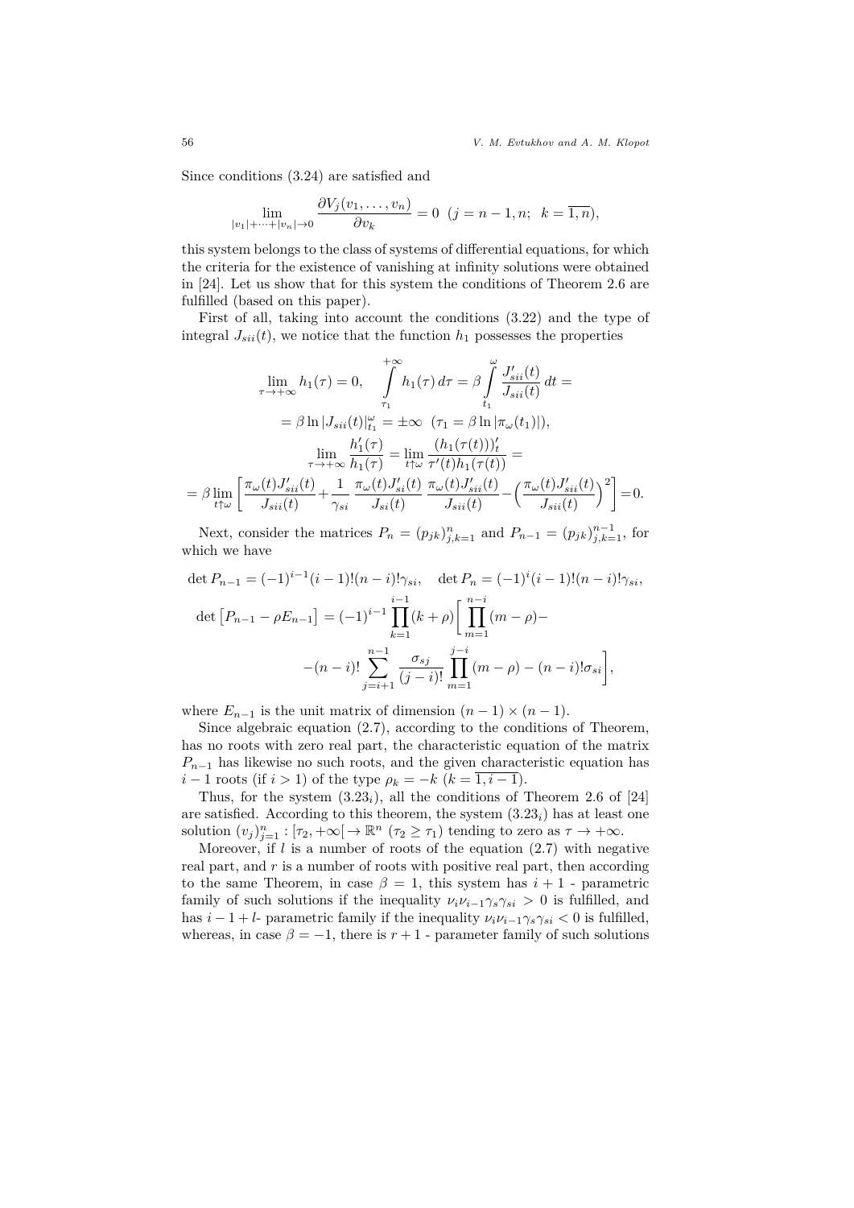Since conditions (3.24) are satisfied and

$$\lim_{|v_1|+\dots+|v_n|\to 0} \frac{\partial V_j(v_1,\dots,v_n)}{\partial v_k} = 0 \quad (j = n-1, n; \;\; k = \overline{1,n}),$$

this system belongs to the class of systems of differential equations, for which the criteria for the existence of vanishing at infinity solutions were obtained in [24]. Let us show that for this system the conditions of Theorem 2.6 are fulfilled (based on this paper).

First of all, taking into account the conditions (3.22) and the type of integral $J_{sii}(t)$, we notice that the function $h_1$ possesses the properties

$$\lim_{\tau\to+\infty} h_1(\tau) = 0, \qquad \int_{\tau_1}^{+\infty} h_1(\tau)\,d\tau = \beta \int_{t_1}^{\omega} \frac{J'_{sii}(t)}{J_{sii}(t)}\,dt =$$

$$= \beta \ln |J_{sii}(t)|_{t_1}^{\omega} = \pm\infty \quad (\tau_1 = \beta \ln |\pi_\omega(t_1)|),$$

$$\lim_{\tau\to+\infty} \frac{h_1'(\tau)}{h_1(\tau)} = \lim_{t\uparrow\omega} \frac{(h_1(\tau(t)))'_t}{\tau'(t) h_1(\tau(t))} =$$

$$= \beta \lim_{t\uparrow\omega} \left[ \frac{\pi_\omega(t) J'_{sii}(t)}{J_{sii}(t)} + \frac{1}{\gamma_{si}} \frac{\pi_\omega(t) J'_{si}(t)}{J_{si}(t)} \frac{\pi_\omega(t) J'_{sii}(t)}{J_{sii}(t)} - \Big( \frac{\pi_\omega(t) J'_{sii}(t)}{J_{sii}(t)} \Big)^2 \right] = 0.$$

Next, consider the matrices $P_n = (p_{jk})_{j,k=1}^n$ and $P_{n-1} = (p_{jk})_{j,k=1}^{n-1}$, for which we have

$$\det P_{n-1} = (-1)^{i-1}(i-1)!(n-i)!\gamma_{si}, \quad \det P_n = (-1)^i (i-1)!(n-i)!\gamma_{si},$$

$$\det\big[P_{n-1} - \rho E_{n-1}\big] = (-1)^{i-1} \prod_{k=1}^{i-1} (k+\rho) \Bigg[ \prod_{m=1}^{n-i} (m-\rho) -$$

$$- (n-i)! \sum_{j=i+1}^{n-1} \frac{\sigma_{sj}}{(j-i)!} \prod_{m=1}^{j-i} (m-\rho) - (n-i)!\sigma_{si} \Bigg],$$

where $E_{n-1}$ is the unit matrix of dimension $(n-1)\times(n-1)$.

Since algebraic equation (2.7), according to the conditions of Theorem, has no roots with zero real part, the characteristic equation of the matrix $P_{n-1}$ has likewise no such roots, and the given characteristic equation has $i-1$ roots (if $i>1$) of the type $\rho_k = -k$ $(k = \overline{1, i-1})$.

Thus, for the system $(3.23_i)$, all the conditions of Theorem 2.6 of [24] are satisfied. According to this theorem, the system $(3.23_i)$ has at least one solution $(v_j)_{j=1}^n : [\tau_2, +\infty[ \to \mathbb{R}^n$ $(\tau_2 \ge \tau_1)$ tending to zero as $\tau \to +\infty$.

Moreover, if $l$ is a number of roots of the equation (2.7) with negative real part, and $r$ is a number of roots with positive real part, then according to the same Theorem, in case $\beta = 1$, this system has $i+1$ - parametric family of such solutions if the inequality $\nu_i \nu_{i-1} \gamma_s \gamma_{si} > 0$ is fulfilled, and has $i-1+l$- parametric family if the inequality $\nu_i \nu_{i-1} \gamma_s \gamma_{si} < 0$ is fulfilled, whereas, in case $\beta = -1$, there is $r+1$ - parameter family of such solutions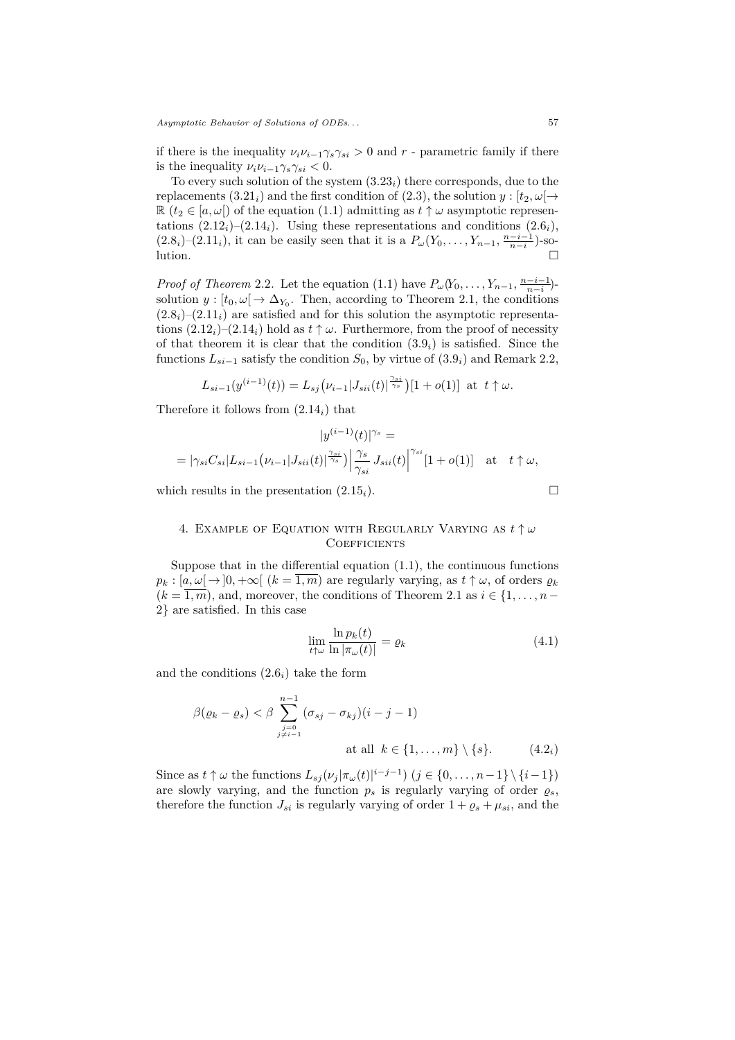if there is the inequality $\nu_i \nu_{i-1} \gamma_s \gamma_{si} > 0$ and $r$ - parametric family if there is the inequality $\nu_i \nu_{i-1} \gamma_s \gamma_{si} < 0$.

To every such solution of the system $(3.23_i)$ there corresponds, due to the replacements $(3.21_i)$ and the first condition of (2.3), the solution $y : [t_2, \omega[ \to \mathbb{R}$ ($t_2 \in [a, \omega[$) of the equation (1.1) admitting as $t \uparrow \omega$ asymptotic representations $(2.12_i)$–$(2.14_i)$. Using these representations and conditions $(2.6_i)$, $(2.8_i)$–$(2.11_i)$, it can be easily seen that it is a $P_\omega(Y_0, \dots, Y_{n-1}, \frac{n-i-1}{n-i})$-solution. $\square$

*Proof of Theorem* 2.2. Let the equation (1.1) have $P_\omega(Y_0, \dots, Y_{n-1}, \frac{n-i-1}{n-i})$-solution $y : [t_0, \omega[ \to \Delta_{Y_0}$. Then, according to Theorem 2.1, the conditions $(2.8_i)$–$(2.11_i)$ are satisfied and for this solution the asymptotic representations $(2.12_i)$–$(2.14_i)$ hold as $t \uparrow \omega$. Furthermore, from the proof of necessity of that theorem it is clear that the condition $(3.9_i)$ is satisfied. Since the functions $L_{si-1}$ satisfy the condition $S_0$, by virtue of $(3.9_i)$ and Remark 2.2,

$$L_{si-1}(y^{(i-1)}(t)) = L_{sj}\big(\nu_{i-1}|J_{sii}(t)|^{\frac{\gamma_{si}}{\gamma_s}}\big)[1 + o(1)] \ \text{ at } \ t \uparrow \omega.$$

Therefore it follows from $(2.14_i)$ that

$$|y^{(i-1)}(t)|^{\gamma_s} =$$
$$= |\gamma_{si} C_{si}| L_{si-1}\big(\nu_{i-1}|J_{sii}(t)|^{\frac{\gamma_{si}}{\gamma_s}}\big) \Big| \frac{\gamma_s}{\gamma_{si}} J_{sii}(t) \Big|^{\gamma_{si}} [1 + o(1)] \quad \text{at} \quad t \uparrow \omega,$$

which results in the presentation $(2.15_i)$. $\square$

## 4. Example of Equation with Regularly Varying as $t \uparrow \omega$ Coefficients

Suppose that in the differential equation (1.1), the continuous functions $p_k : [a, \omega[ \to ]0, +\infty[$ $(k = \overline{1, m})$ are regularly varying, as $t \uparrow \omega$, of orders $\varrho_k$ $(k = \overline{1, m})$, and, moreover, the conditions of Theorem 2.1 as $i \in \{1, \dots, n-2\}$ are satisfied. In this case

$$\lim_{t \uparrow \omega} \frac{\ln p_k(t)}{\ln |\pi_\omega(t)|} = \varrho_k \tag{4.1}$$

and the conditions $(2.6_i)$ take the form

$$\beta(\varrho_k - \varrho_s) < \beta \sum_{\substack{j=0 \\ j \neq i-1}}^{n-1} (\sigma_{sj} - \sigma_{kj})(i - j - 1)$$
$$\text{at all } \ k \in \{1, \dots, m\} \setminus \{s\}. \tag{4.2$_i$}$$

Since as $t \uparrow \omega$ the functions $L_{sj}(\nu_j |\pi_\omega(t)|^{i-j-1})$ $(j \in \{0, \dots, n-1\} \setminus \{i-1\})$ are slowly varying, and the function $p_s$ is regularly varying of order $\varrho_s$, therefore the function $J_{si}$ is regularly varying of order $1 + \varrho_s + \mu_{si}$, and the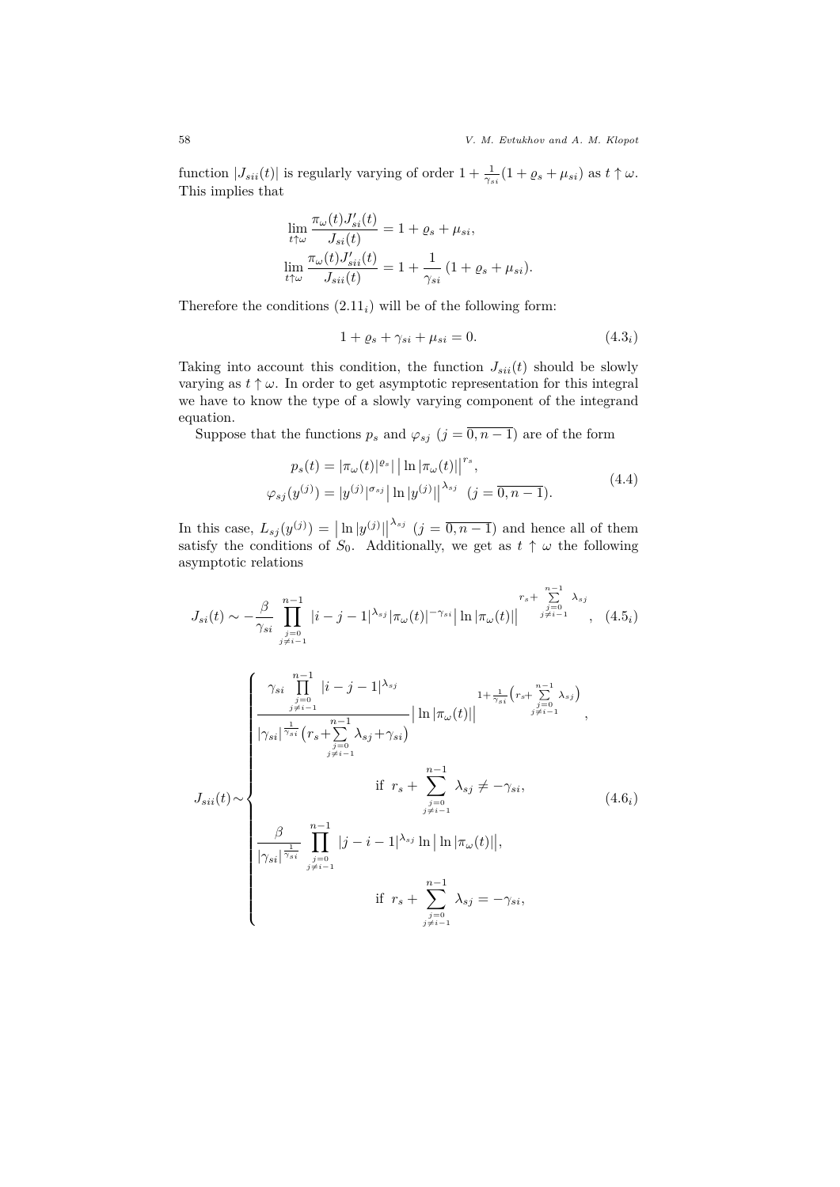function $|J_{sii}(t)|$ is regularly varying of order $1 + \frac{1}{\gamma_{si}}(1 + \varrho_s + \mu_{si})$ as $t \uparrow \omega$. This implies that

$$\lim_{t\uparrow\omega} \frac{\pi_\omega(t) J'_{si}(t)}{J_{si}(t)} = 1 + \varrho_s + \mu_{si},$$
$$\lim_{t\uparrow\omega} \frac{\pi_\omega(t) J'_{sii}(t)}{J_{sii}(t)} = 1 + \frac{1}{\gamma_{si}}\,(1 + \varrho_s + \mu_{si}).$$

Therefore the conditions $(2.11_i)$ will be of the following form:

$$1 + \varrho_s + \gamma_{si} + \mu_{si} = 0. \tag{$4.3_i$}$$

Taking into account this condition, the function $J_{sii}(t)$ should be slowly varying as $t \uparrow \omega$. In order to get asymptotic representation for this integral we have to know the type of a slowly varying component of the integrand equation.

Suppose that the functions $p_s$ and $\varphi_{sj}$ $(j = \overline{0, n-1})$ are of the form

$$\begin{gathered} p_s(t) = |\pi_\omega(t)|^{\varrho_s} \big|\ln|\pi_\omega(t)|\big|^{r_s}, \\ \varphi_{sj}(y^{(j)}) = |y^{(j)}|^{\sigma_{sj}} \big|\ln|y^{(j)}|\big|^{\lambda_{sj}} \ \ (j = \overline{0, n-1}). \end{gathered} \tag{4.4}$$

In this case, $L_{sj}(y^{(j)}) = \big|\ln|y^{(j)}|\big|^{\lambda_{sj}}$ $(j = \overline{0, n-1})$ and hence all of them satisfy the conditions of $S_0$. Additionally, we get as $t \uparrow \omega$ the following asymptotic relations

$$J_{si}(t) \sim -\frac{\beta}{\gamma_{si}} \prod_{\substack{j=0 \\ j\neq i-1}}^{n-1} |i-j-1|^{\lambda_{sj}} |\pi_\omega(t)|^{-\gamma_{si}} \big|\ln|\pi_\omega(t)|\big|^{r_s + \sum\limits_{\substack{j=0 \\ j\neq i-1}}^{n-1} \lambda_{sj}}, \tag{$4.5_i$}$$

$$J_{sii}(t) \sim \begin{cases} \dfrac{\gamma_{si} \prod\limits_{\substack{j=0 \\ j\neq i-1}}^{n-1} |i-j-1|^{\lambda_{sj}}}{|\gamma_{si}|^{\frac{1}{\gamma_{si}}} \Big(r_s + \sum\limits_{\substack{j=0 \\ j\neq i-1}}^{n-1} \lambda_{sj} + \gamma_{si}\Big)} \big|\ln|\pi_\omega(t)|\big|^{1 + \frac{1}{\gamma_{si}}\Big(r_s + \sum\limits_{\substack{j=0 \\ j\neq i-1}}^{n-1} \lambda_{sj}\Big)}, \\ \qquad\qquad \text{if } \ r_s + \sum\limits_{\substack{j=0 \\ j\neq i-1}}^{n-1} \lambda_{sj} \neq -\gamma_{si}, \\ \dfrac{\beta}{|\gamma_{si}|^{\frac{1}{\gamma_{si}}}} \prod\limits_{\substack{j=0 \\ j\neq i-1}}^{n-1} |j-i-1|^{\lambda_{sj}} \ln\big|\ln|\pi_\omega(t)|\big|, \\ \qquad\qquad \text{if } \ r_s + \sum\limits_{\substack{j=0 \\ j\neq i-1}}^{n-1} \lambda_{sj} = -\gamma_{si}, \end{cases} \tag{$4.6_i$}$$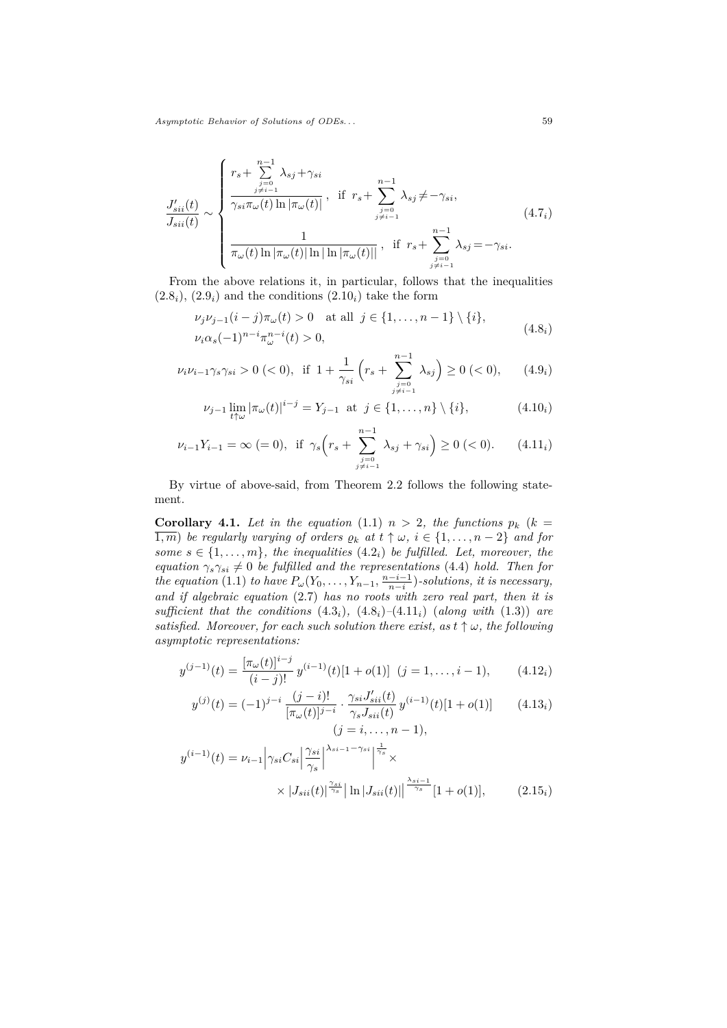$$\frac{J'_{sii}(t)}{J_{sii}(t)} \sim \begin{cases} \dfrac{r_s + \sum\limits_{\substack{j=0\\ j\neq i-1}}^{n-1} \lambda_{sj} + \gamma_{si}}{\gamma_{si}\pi_\omega(t)\ln|\pi_\omega(t)|}, & \text{if } r_s + \sum\limits_{\substack{j=0\\ j\neq i-1}}^{n-1} \lambda_{sj} \neq -\gamma_{si}, \\[2ex] \dfrac{1}{\pi_\omega(t)\ln|\pi_\omega(t)|\ln|\ln|\pi_\omega(t)||}, & \text{if } r_s + \sum\limits_{\substack{j=0\\ j\neq i-1}}^{n-1} \lambda_{sj} = -\gamma_{si}. \end{cases} \tag{4.7$_i$}$$

From the above relations it, in particular, follows that the inequalities $(2.8_i)$, $(2.9_i)$ and the conditions $(2.10_i)$ take the form

$$\begin{aligned} &\nu_j\nu_{j-1}(i-j)\pi_\omega(t) > 0 \quad \text{at all } j \in \{1,\dots,n-1\}\setminus\{i\}, \\ &\nu_i\alpha_s(-1)^{n-i}\pi_\omega^{n-i}(t) > 0, \end{aligned} \tag{4.8$_i$}$$

$$\nu_i\nu_{i-1}\gamma_s\gamma_{si} > 0 \ (<0), \ \text{ if } 1 + \frac{1}{\gamma_{si}}\Big(r_s + \sum_{\substack{j=0\\ j\neq i-1}}^{n-1} \lambda_{sj}\Big) \geq 0 \ (<0), \tag{4.9$_i$}$$

$$\nu_{j-1}\lim_{t\uparrow\omega}|\pi_\omega(t)|^{i-j} = Y_{j-1} \ \text{ at } j \in \{1,\dots,n\}\setminus\{i\}, \tag{4.10$_i$}$$

$$\nu_{i-1}Y_{i-1} = \infty \ (=0), \ \text{ if } \gamma_s\Big(r_s + \sum_{\substack{j=0\\ j\neq i-1}}^{n-1} \lambda_{sj} + \gamma_{si}\Big) \geq 0 \ (<0). \tag{4.11$_i$}$$

By virtue of above-said, from Theorem 2.2 follows the following statement.

**Corollary 4.1.** *Let in the equation* (1.1) $n > 2$, *the functions* $p_k$ $(k = \overline{1,m})$ *be regularly varying of orders* $\varrho_k$ *at* $t \uparrow \omega$, $i \in \{1,\dots,n-2\}$ *and for some* $s \in \{1,\dots,m\}$, *the inequalities* $(4.2_i)$ *be fulfilled. Let, moreover, the equation* $\gamma_s\gamma_{si} \neq 0$ *be fulfilled and the representations* (4.4) *hold. Then for the equation* (1.1) *to have* $P_\omega(Y_0,\dots,Y_{n-1},\frac{n-i-1}{n-i})$*-solutions, it is necessary, and if algebraic equation* (2.7) *has no roots with zero real part, then it is sufficient that the conditions* $(4.3_i)$, $(4.8_i)$*–*$(4.11_i)$ (*along with* (1.3)) *are satisfied. Moreover, for each such solution there exist, as* $t \uparrow \omega$, *the following asymptotic representations:*

$$y^{(j-1)}(t) = \frac{[\pi_\omega(t)]^{i-j}}{(i-j)!}\, y^{(i-1)}(t)[1+o(1)] \ \ (j = 1,\dots,i-1), \tag{4.12$_i$}$$

$$y^{(j)}(t) = (-1)^{j-i}\frac{(j-i)!}{[\pi_\omega(t)]^{j-i}}\cdot\frac{\gamma_{si}J'_{sii}(t)}{\gamma_s J_{sii}(t)}\, y^{(i-1)}(t)[1+o(1)] \quad (j = i,\dots,n-1), \tag{4.13$_i$}$$

$$y^{(i-1)}(t) = \nu_{i-1}\Big|\gamma_{si}C_{si}\Big|\frac{\gamma_{si}}{\gamma_s}\Big|^{\lambda_{si-1}-\gamma_{si}}\Big|^{\frac{1}{\gamma_s}} \times |J_{sii}(t)|^{\frac{\gamma_{si}}{\gamma_s}}\big|\ln|J_{sii}(t)|\big|^{\frac{\lambda_{si-1}}{\gamma_s}}[1+o(1)], \tag{2.15$_i$}$$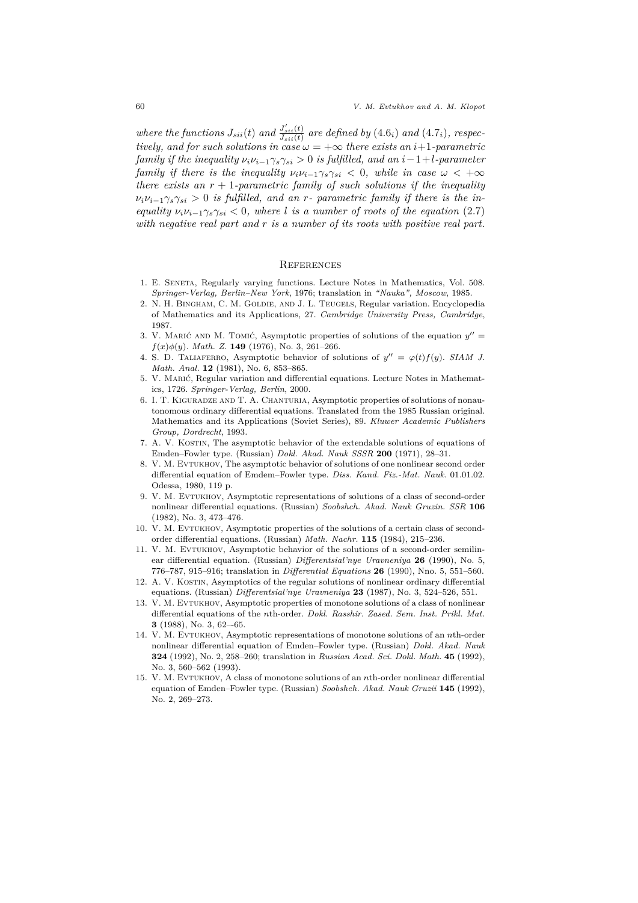*where the functions $J_{sii}(t)$ and $\frac{J'_{sii}(t)}{J_{sii}(t)}$ are defined by* $(4.6_i)$ *and* $(4.7_i)$*, respectively, and for such solutions in case* $\omega = +\infty$ *there exists an* $i+1$*-parametric family if the inequality* $\nu_i\nu_{i-1}\gamma_s\gamma_{si} > 0$ *is fulfilled, and an* $i-1+l$*-parameter family if there is the inequality* $\nu_i\nu_{i-1}\gamma_s\gamma_{si} < 0$*, while in case* $\omega < +\infty$ *there exists an* $r+1$*-parametric family of such solutions if the inequality* $\nu_i\nu_{i-1}\gamma_s\gamma_{si} > 0$ *is fulfilled, and an* $r$*- parametric family if there is the inequality* $\nu_i\nu_{i-1}\gamma_s\gamma_{si} < 0$*, where* $l$ *is a number of roots of the equation* $(2.7)$ *with negative real part and* $r$ *is a number of its roots with positive real part.*

## References

1. E. Seneta, Regularly varying functions. Lecture Notes in Mathematics, Vol. 508. *Springer-Verlag, Berlin–New York*, 1976; translation in *"Nauka", Moscow*, 1985.
2. N. H. Bingham, C. M. Goldie, and J. L. Teugels, Regular variation. Encyclopedia of Mathematics and its Applications, 27. *Cambridge University Press, Cambridge*, 1987.
3. V. Marić and M. Tomić, Asymptotic properties of solutions of the equation $y'' = f(x)\phi(y)$. *Math. Z.* **149** (1976), No. 3, 261–266.
4. S. D. Taliaferro, Asymptotic behavior of solutions of $y'' = \varphi(t)f(y)$. *SIAM J. Math. Anal.* **12** (1981), No. 6, 853–865.
5. V. Marić, Regular variation and differential equations. Lecture Notes in Mathematics, 1726. *Springer-Verlag, Berlin*, 2000.
6. I. T. Kiguradze and T. A. Chanturia, Asymptotic properties of solutions of nonautonomous ordinary differential equations. Translated from the 1985 Russian original. Mathematics and its Applications (Soviet Series), 89. *Kluwer Academic Publishers Group, Dordrecht*, 1993.
7. A. V. Kostin, The asymptotic behavior of the extendable solutions of equations of Emden–Fowler type. (Russian) *Dokl. Akad. Nauk SSSR* **200** (1971), 28–31.
8. V. M. Evtukhov, The asymptotic behavior of solutions of one nonlinear second order differential equation of Emdem–Fowler type. *Diss. Kand. Fiz.-Mat. Nauk.* 01.01.02. Odessa, 1980, 119 p.
9. V. M. Evtukhov, Asymptotic representations of solutions of a class of second-order nonlinear differential equations. (Russian) *Soobshch. Akad. Nauk Gruzin. SSR* **106** (1982), No. 3, 473–476.
10. V. M. Evtukhov, Asymptotic properties of the solutions of a certain class of second-order differential equations. (Russian) *Math. Nachr.* **115** (1984), 215–236.
11. V. M. Evtukhov, Asymptotic behavior of the solutions of a second-order semilinear differential equation. (Russian) *Differentsial'nye Uravneniya* **26** (1990), No. 5, 776–787, 915–916; translation in *Differential Equations* **26** (1990), Nno. 5, 551–560.
12. A. V. Kostin, Asymptotics of the regular solutions of nonlinear ordinary differential equations. (Russian) *Differentsial'nye Uravneniya* **23** (1987), No. 3, 524–526, 551.
13. V. M. Evtukhov, Asymptotic properties of monotone solutions of a class of nonlinear differential equations of the $n$th-order. *Dokl. Rasshir. Zased. Sem. Inst. Prikl. Mat.* **3** (1988), No. 3, 62–-65.
14. V. M. Evtukhov, Asymptotic representations of monotone solutions of an $n$th-order nonlinear differential equation of Emden–Fowler type. (Russian) *Dokl. Akad. Nauk* **324** (1992), No. 2, 258–260; translation in *Russian Acad. Sci. Dokl. Math.* **45** (1992), No. 3, 560–562 (1993).
15. V. M. Evtukhov, A class of monotone solutions of an $n$th-order nonlinear differential equation of Emden–Fowler type. (Russian) *Soobshch. Akad. Nauk Gruzii* **145** (1992), No. 2, 269–273.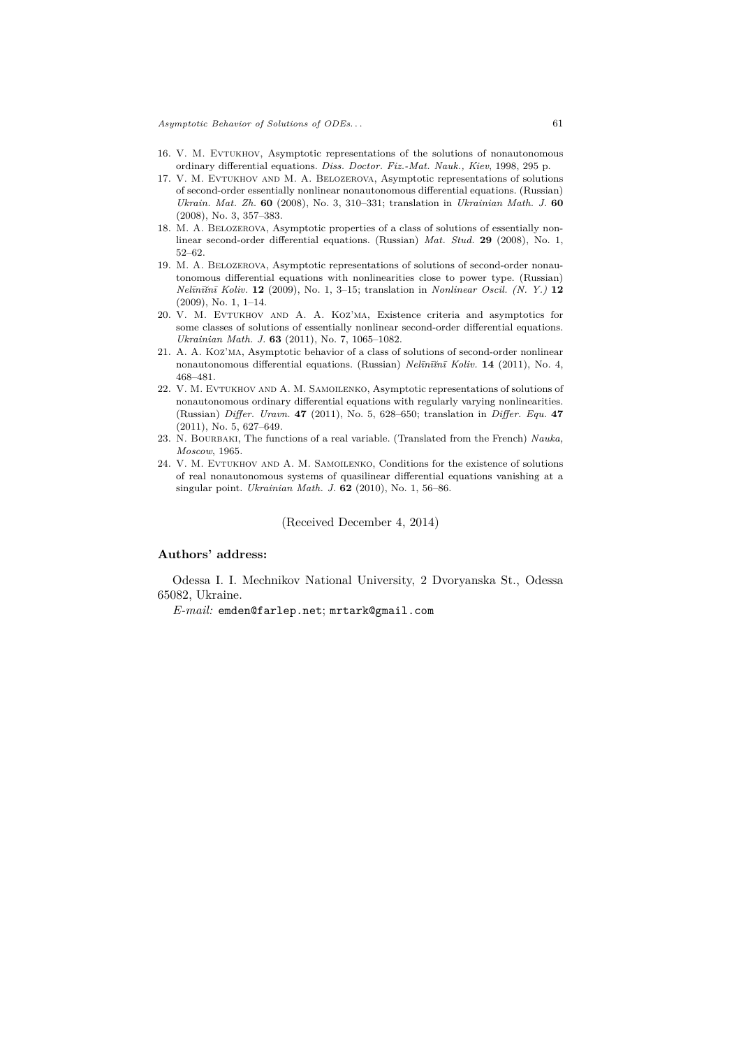16. V. M. Evtukhov, Asymptotic representations of the solutions of nonautonomous ordinary differential equations. *Diss. Doctor. Fiz.-Mat. Nauk., Kiev*, 1998, 295 p.
17. V. M. Evtukhov and M. A. Belozerova, Asymptotic representations of solutions of second-order essentially nonlinear nonautonomous differential equations. (Russian) *Ukrain. Mat. Zh.* **60** (2008), No. 3, 310–331; translation in *Ukrainian Math. J.* **60** (2008), No. 3, 357–383.
18. M. A. Belozerova, Asymptotic properties of a class of solutions of essentially nonlinear second-order differential equations. (Russian) *Mat. Stud.* **29** (2008), No. 1, 52–62.
19. M. A. Belozerova, Asymptotic representations of solutions of second-order nonautonomous differential equations with nonlinearities close to power type. (Russian) *Nelīnīĭnī Koliv.* **12** (2009), No. 1, 3–15; translation in *Nonlinear Oscil. (N. Y.)* **12** (2009), No. 1, 1–14.
20. V. M. Evtukhov and A. A. Koz'ma, Existence criteria and asymptotics for some classes of solutions of essentially nonlinear second-order differential equations. *Ukrainian Math. J.* **63** (2011), No. 7, 1065–1082.
21. A. A. Koz'ma, Asymptotic behavior of a class of solutions of second-order nonlinear nonautonomous differential equations. (Russian) *Nelīnīĭnī Koliv.* **14** (2011), No. 4, 468–481.
22. V. M. Evtukhov and A. M. Samoilenko, Asymptotic representations of solutions of nonautonomous ordinary differential equations with regularly varying nonlinearities. (Russian) *Differ. Uravn.* **47** (2011), No. 5, 628–650; translation in *Differ. Equ.* **47** (2011), No. 5, 627–649.
23. N. Bourbaki, The functions of a real variable. (Translated from the French) *Nauka, Moscow*, 1965.
24. V. M. Evtukhov and A. M. Samoilenko, Conditions for the existence of solutions of real nonautonomous systems of quasilinear differential equations vanishing at a singular point. *Ukrainian Math. J.* **62** (2010), No. 1, 56–86.

(Received December 4, 2014)

**Authors' address:**

Odessa I. I. Mechnikov National University, 2 Dvoryanska St., Odessa 65082, Ukraine.

*E-mail:* emden@farlep.net; mrtark@gmail.com